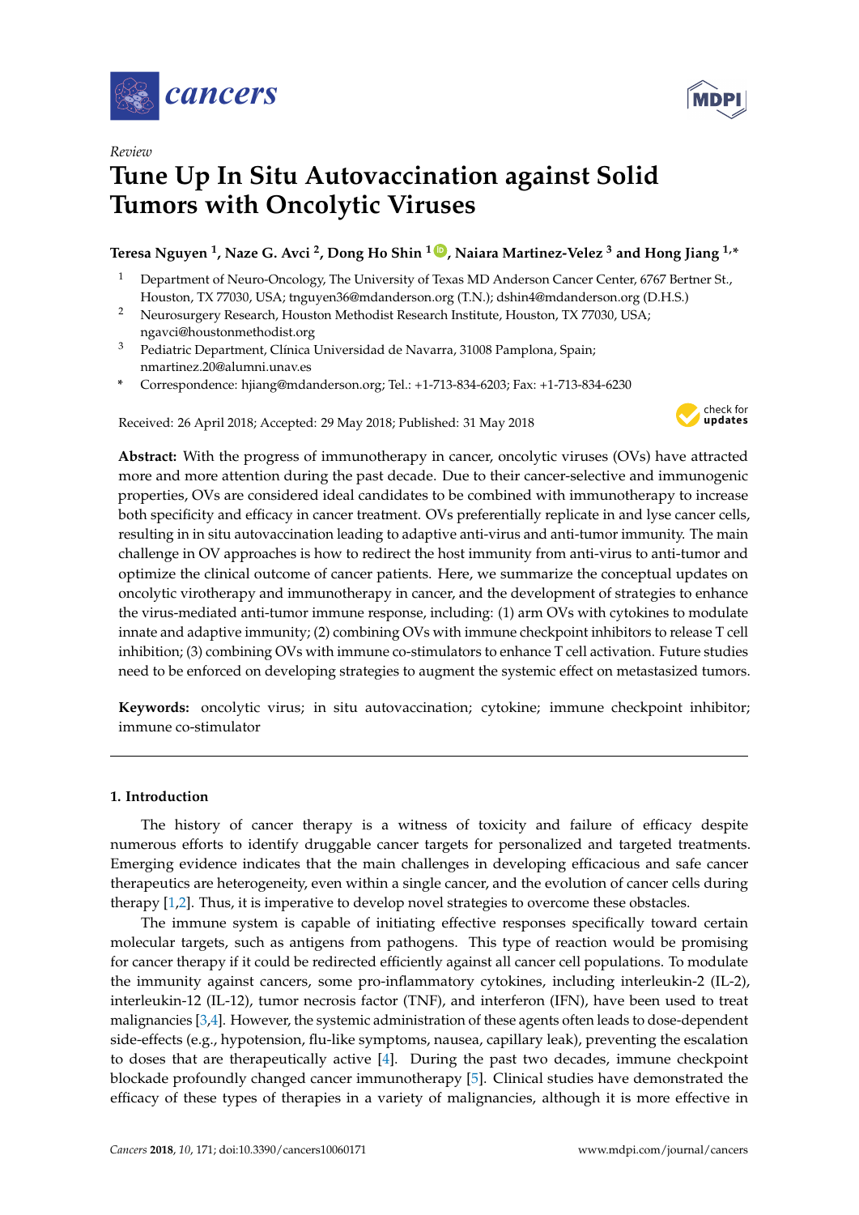*Review*

# Tune Up In Situ Autovaccination against Solid Tumors with Oncolytic Viruses

**Teresa Nguyen [1], Naze G. Avci [2], Dong Ho Shin [1], Naiara Martinez-Velez [3] and Hong Jiang [1,*]**

[1] Department of Neuro-Oncology, The University of Texas MD Anderson Cancer Center, 6767 Bertner St., Houston, TX 77030, USA; tnguyen36@mdanderson.org (T.N.); dshin4@mdanderson.org (D.H.S.)

[2] Neurosurgery Research, Houston Methodist Research Institute, Houston, TX 77030, USA; ngavci@houstonmethodist.org

[3] Pediatric Department, Clínica Universidad de Navarra, 31008 Pamplona, Spain; nmartinez.20@alumni.unav.es

\* Correspondence: hjiang@mdanderson.org; Tel.: +1-713-834-6203; Fax: +1-713-834-6230

Received: 26 April 2018; Accepted: 29 May 2018; Published: 31 May 2018

**Abstract:** With the progress of immunotherapy in cancer, oncolytic viruses (OVs) have attracted more and more attention during the past decade. Due to their cancer-selective and immunogenic properties, OVs are considered ideal candidates to be combined with immunotherapy to increase both specificity and efficacy in cancer treatment. OVs preferentially replicate in and lyse cancer cells, resulting in in situ autovaccination leading to adaptive anti-virus and anti-tumor immunity. The main challenge in OV approaches is how to redirect the host immunity from anti-virus to anti-tumor and optimize the clinical outcome of cancer patients. Here, we summarize the conceptual updates on oncolytic virotherapy and immunotherapy in cancer, and the development of strategies to enhance the virus-mediated anti-tumor immune response, including: (1) arm OVs with cytokines to modulate innate and adaptive immunity; (2) combining OVs with immune checkpoint inhibitors to release T cell inhibition; (3) combining OVs with immune co-stimulators to enhance T cell activation. Future studies need to be enforced on developing strategies to augment the systemic effect on metastasized tumors.

**Keywords:** oncolytic virus; in situ autovaccination; cytokine; immune checkpoint inhibitor; immune co-stimulator

## 1. Introduction

The history of cancer therapy is a witness of toxicity and failure of efficacy despite numerous efforts to identify druggable cancer targets for personalized and targeted treatments. Emerging evidence indicates that the main challenges in developing efficacious and safe cancer therapeutics are heterogeneity, even within a single cancer, and the evolution of cancer cells during therapy [1,2]. Thus, it is imperative to develop novel strategies to overcome these obstacles.

The immune system is capable of initiating effective responses specifically toward certain molecular targets, such as antigens from pathogens. This type of reaction would be promising for cancer therapy if it could be redirected efficiently against all cancer cell populations. To modulate the immunity against cancers, some pro-inflammatory cytokines, including interleukin-2 (IL-2), interleukin-12 (IL-12), tumor necrosis factor (TNF), and interferon (IFN), have been used to treat malignancies [3,4]. However, the systemic administration of these agents often leads to dose-dependent side-effects (e.g., hypotension, flu-like symptoms, nausea, capillary leak), preventing the escalation to doses that are therapeutically active [4]. During the past two decades, immune checkpoint blockade profoundly changed cancer immunotherapy [5]. Clinical studies have demonstrated the efficacy of these types of therapies in a variety of malignancies, although it is more effective in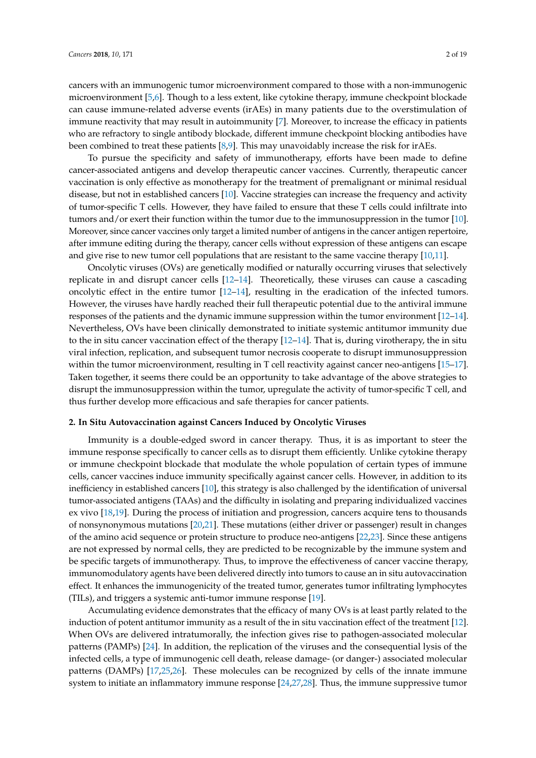cancers with an immunogenic tumor microenvironment compared to those with a non-immunogenic microenvironment [5,6]. Though to a less extent, like cytokine therapy, immune checkpoint blockade can cause immune-related adverse events (irAEs) in many patients due to the overstimulation of immune reactivity that may result in autoimmunity [7]. Moreover, to increase the efficacy in patients who are refractory to single antibody blockade, different immune checkpoint blocking antibodies have been combined to treat these patients [8,9]. This may unavoidably increase the risk for irAEs.

To pursue the specificity and safety of immunotherapy, efforts have been made to define cancer-associated antigens and develop therapeutic cancer vaccines. Currently, therapeutic cancer vaccination is only effective as monotherapy for the treatment of premalignant or minimal residual disease, but not in established cancers [10]. Vaccine strategies can increase the frequency and activity of tumor-specific T cells. However, they have failed to ensure that these T cells could infiltrate into tumors and/or exert their function within the tumor due to the immunosuppression in the tumor [10]. Moreover, since cancer vaccines only target a limited number of antigens in the cancer antigen repertoire, after immune editing during the therapy, cancer cells without expression of these antigens can escape and give rise to new tumor cell populations that are resistant to the same vaccine therapy [10,11].

Oncolytic viruses (OVs) are genetically modified or naturally occurring viruses that selectively replicate in and disrupt cancer cells [12–14]. Theoretically, these viruses can cause a cascading oncolytic effect in the entire tumor [12–14], resulting in the eradication of the infected tumors. However, the viruses have hardly reached their full therapeutic potential due to the antiviral immune responses of the patients and the dynamic immune suppression within the tumor environment [12–14]. Nevertheless, OVs have been clinically demonstrated to initiate systemic antitumor immunity due to the in situ cancer vaccination effect of the therapy [12–14]. That is, during virotherapy, the in situ viral infection, replication, and subsequent tumor necrosis cooperate to disrupt immunosuppression within the tumor microenvironment, resulting in T cell reactivity against cancer neo-antigens [15–17]. Taken together, it seems there could be an opportunity to take advantage of the above strategies to disrupt the immunosuppression within the tumor, upregulate the activity of tumor-specific T cell, and thus further develop more efficacious and safe therapies for cancer patients.

## 2. In Situ Autovaccination against Cancers Induced by Oncolytic Viruses

Immunity is a double-edged sword in cancer therapy. Thus, it is as important to steer the immune response specifically to cancer cells as to disrupt them efficiently. Unlike cytokine therapy or immune checkpoint blockade that modulate the whole population of certain types of immune cells, cancer vaccines induce immunity specifically against cancer cells. However, in addition to its inefficiency in established cancers [10], this strategy is also challenged by the identification of universal tumor-associated antigens (TAAs) and the difficulty in isolating and preparing individualized vaccines ex vivo [18,19]. During the process of initiation and progression, cancers acquire tens to thousands of nonsynonymous mutations [20,21]. These mutations (either driver or passenger) result in changes of the amino acid sequence or protein structure to produce neo-antigens [22,23]. Since these antigens are not expressed by normal cells, they are predicted to be recognizable by the immune system and be specific targets of immunotherapy. Thus, to improve the effectiveness of cancer vaccine therapy, immunomodulatory agents have been delivered directly into tumors to cause an in situ autovaccination effect. It enhances the immunogenicity of the treated tumor, generates tumor infiltrating lymphocytes (TILs), and triggers a systemic anti-tumor immune response [19].

Accumulating evidence demonstrates that the efficacy of many OVs is at least partly related to the induction of potent antitumor immunity as a result of the in situ vaccination effect of the treatment [12]. When OVs are delivered intratumorally, the infection gives rise to pathogen-associated molecular patterns (PAMPs) [24]. In addition, the replication of the viruses and the consequential lysis of the infected cells, a type of immunogenic cell death, release damage- (or danger-) associated molecular patterns (DAMPs) [17,25,26]. These molecules can be recognized by cells of the innate immune system to initiate an inflammatory immune response [24,27,28]. Thus, the immune suppressive tumor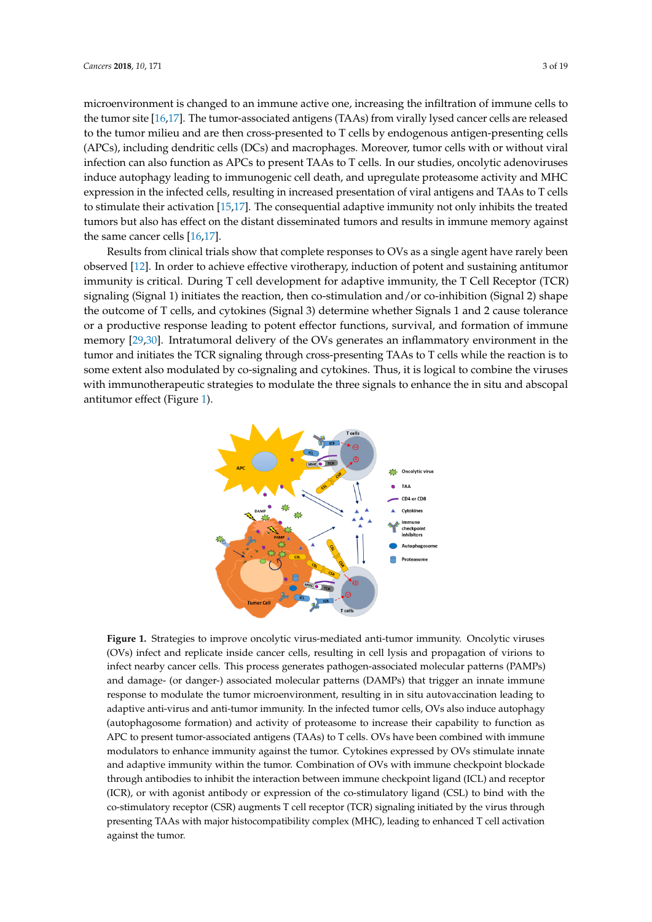microenvironment is changed to an immune active one, increasing the infiltration of immune cells to the tumor site [16,17]. The tumor-associated antigens (TAAs) from virally lysed cancer cells are released to the tumor milieu and are then cross-presented to T cells by endogenous antigen-presenting cells (APCs), including dendritic cells (DCs) and macrophages. Moreover, tumor cells with or without viral infection can also function as APCs to present TAAs to T cells. In our studies, oncolytic adenoviruses induce autophagy leading to immunogenic cell death, and upregulate proteasome activity and MHC expression in the infected cells, resulting in increased presentation of viral antigens and TAAs to T cells to stimulate their activation [15,17]. The consequential adaptive immunity not only inhibits the treated tumors but also has effect on the distant disseminated tumors and results in immune memory against the same cancer cells [16,17].

Results from clinical trials show that complete responses to OVs as a single agent have rarely been observed [12]. In order to achieve effective virotherapy, induction of potent and sustaining antitumor immunity is critical. During T cell development for adaptive immunity, the T Cell Receptor (TCR) signaling (Signal 1) initiates the reaction, then co-stimulation and/or co-inhibition (Signal 2) shape the outcome of T cells, and cytokines (Signal 3) determine whether Signals 1 and 2 cause tolerance or a productive response leading to potent effector functions, survival, and formation of immune memory [29,30]. Intratumoral delivery of the OVs generates an inflammatory environment in the tumor and initiates the TCR signaling through cross-presenting TAAs to T cells while the reaction is to some extent also modulated by co-signaling and cytokines. Thus, it is logical to combine the viruses with immunotherapeutic strategies to modulate the three signals to enhance the in situ and abscopal antitumor effect (Figure 1).

**Figure 1.** Strategies to improve oncolytic virus-mediated anti-tumor immunity. Oncolytic viruses (OVs) infect and replicate inside cancer cells, resulting in cell lysis and propagation of virions to infect nearby cancer cells. This process generates pathogen-associated molecular patterns (PAMPs) and damage- (or danger-) associated molecular patterns (DAMPs) that trigger an innate immune response to modulate the tumor microenvironment, resulting in in situ autovaccination leading to adaptive anti-virus and anti-tumor immunity. In the infected tumor cells, OVs also induce autophagy (autophagosome formation) and activity of proteasome to increase their capability to function as APC to present tumor-associated antigens (TAAs) to T cells. OVs have been combined with immune modulators to enhance immunity against the tumor. Cytokines expressed by OVs stimulate innate and adaptive immunity within the tumor. Combination of OVs with immune checkpoint blockade through antibodies to inhibit the interaction between immune checkpoint ligand (ICL) and receptor (ICR), or with agonist antibody or expression of the co-stimulatory ligand (CSL) to bind with the co-stimulatory receptor (CSR) augments T cell receptor (TCR) signaling initiated by the virus through presenting TAAs with major histocompatibility complex (MHC), leading to enhanced T cell activation against the tumor.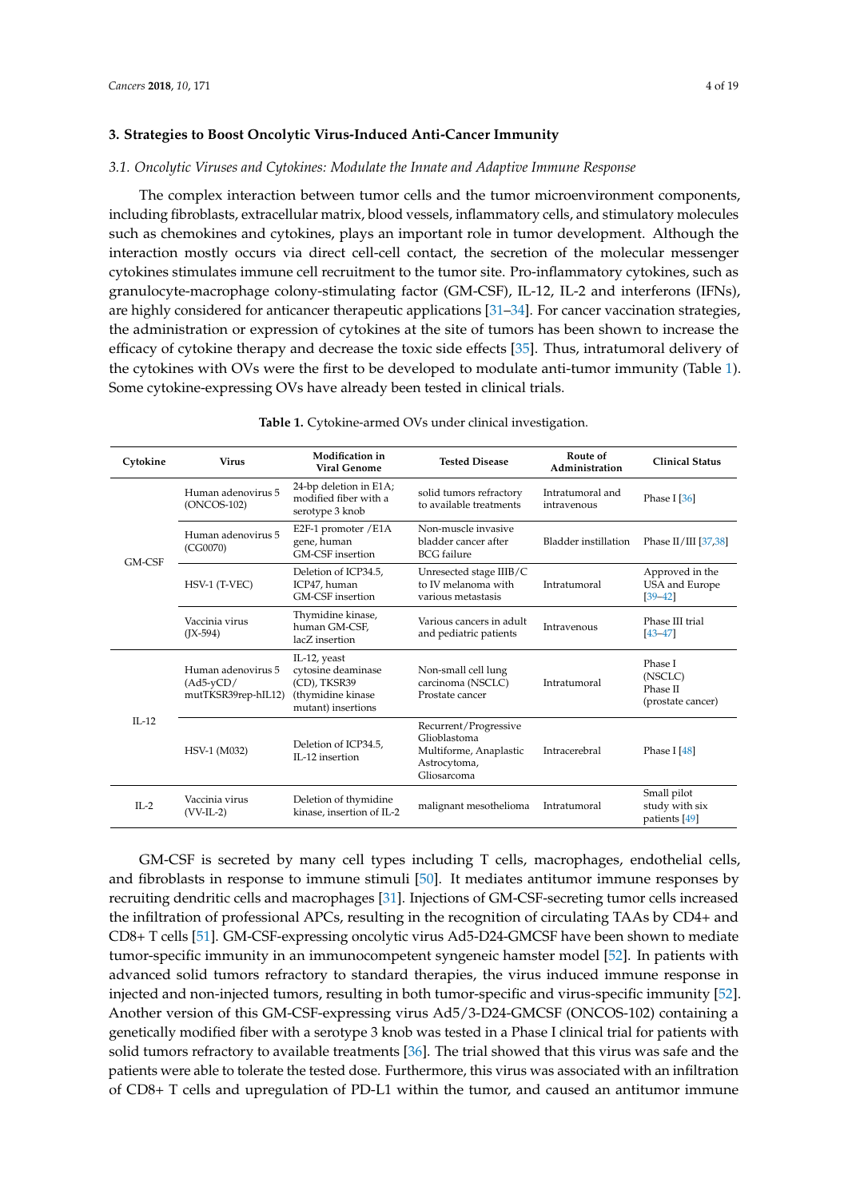## 3. Strategies to Boost Oncolytic Virus-Induced Anti-Cancer Immunity

### *3.1. Oncolytic Viruses and Cytokines: Modulate the Innate and Adaptive Immune Response*

The complex interaction between tumor cells and the tumor microenvironment components, including fibroblasts, extracellular matrix, blood vessels, inflammatory cells, and stimulatory molecules such as chemokines and cytokines, plays an important role in tumor development. Although the interaction mostly occurs via direct cell-cell contact, the secretion of the molecular messenger cytokines stimulates immune cell recruitment to the tumor site. Pro-inflammatory cytokines, such as granulocyte-macrophage colony-stimulating factor (GM-CSF), IL-12, IL-2 and interferons (IFNs), are highly considered for anticancer therapeutic applications [31–34]. For cancer vaccination strategies, the administration or expression of cytokines at the site of tumors has been shown to increase the efficacy of cytokine therapy and decrease the toxic side effects [35]. Thus, intratumoral delivery of the cytokines with OVs were the first to be developed to modulate anti-tumor immunity (Table 1). Some cytokine-expressing OVs have already been tested in clinical trials.

**Table 1.** Cytokine-armed OVs under clinical investigation.

| Cytokine | Virus | Modification in Viral Genome | Tested Disease | Route of Administration | Clinical Status |
|---|---|---|---|---|---|
| GM-CSF | Human adenovirus 5 (ONCOS-102) | 24-bp deletion in E1A; modified fiber with a serotype 3 knob | solid tumors refractory to available treatments | Intratumoral and intravenous | Phase I [36] |
| | Human adenovirus 5 (CG0070) | E2F-1 promoter /E1A gene, human GM-CSF insertion | Non-muscle invasive bladder cancer after BCG failure | Bladder instillation | Phase II/III [37,38] |
| | HSV-1 (T-VEC) | Deletion of ICP34.5, ICP47, human GM-CSF insertion | Unresected stage IIIB/C to IV melanoma with various metastasis | Intratumoral | Approved in the USA and Europe [39–42] |
| | Vaccinia virus (JX-594) | Thymidine kinase, human GM-CSF, lacZ insertion | Various cancers in adult and pediatric patients | Intravenous | Phase III trial [43–47] |
| IL-12 | Human adenovirus 5 (Ad5-yCD/ mutTKSR39rep-hIL12) | IL-12, yeast cytosine deaminase (CD), TKSR39 (thymidine kinase mutant) insertions | Non-small cell lung carcinoma (NSCLC) Prostate cancer | Intratumoral | Phase I (NSCLC) Phase II (prostate cancer) |
| | HSV-1 (M032) | Deletion of ICP34.5, IL-12 insertion | Recurrent/Progressive Glioblastoma Multiforme, Anaplastic Astrocytoma, Gliosarcoma | Intracerebral | Phase I [48] |
| IL-2 | Vaccinia virus (VV-IL-2) | Deletion of thymidine kinase, insertion of IL-2 | malignant mesothelioma | Intratumoral | Small pilot study with six patients [49] |

GM-CSF is secreted by many cell types including T cells, macrophages, endothelial cells, and fibroblasts in response to immune stimuli [50]. It mediates antitumor immune responses by recruiting dendritic cells and macrophages [31]. Injections of GM-CSF-secreting tumor cells increased the infiltration of professional APCs, resulting in the recognition of circulating TAAs by CD4+ and CD8+ T cells [51]. GM-CSF-expressing oncolytic virus Ad5-D24-GMCSF have been shown to mediate tumor-specific immunity in an immunocompetent syngeneic hamster model [52]. In patients with advanced solid tumors refractory to standard therapies, the virus induced immune response in injected and non-injected tumors, resulting in both tumor-specific and virus-specific immunity [52]. Another version of this GM-CSF-expressing virus Ad5/3-D24-GMCSF (ONCOS-102) containing a genetically modified fiber with a serotype 3 knob was tested in a Phase I clinical trial for patients with solid tumors refractory to available treatments [36]. The trial showed that this virus was safe and the patients were able to tolerate the tested dose. Furthermore, this virus was associated with an infiltration of CD8+ T cells and upregulation of PD-L1 within the tumor, and caused an antitumor immune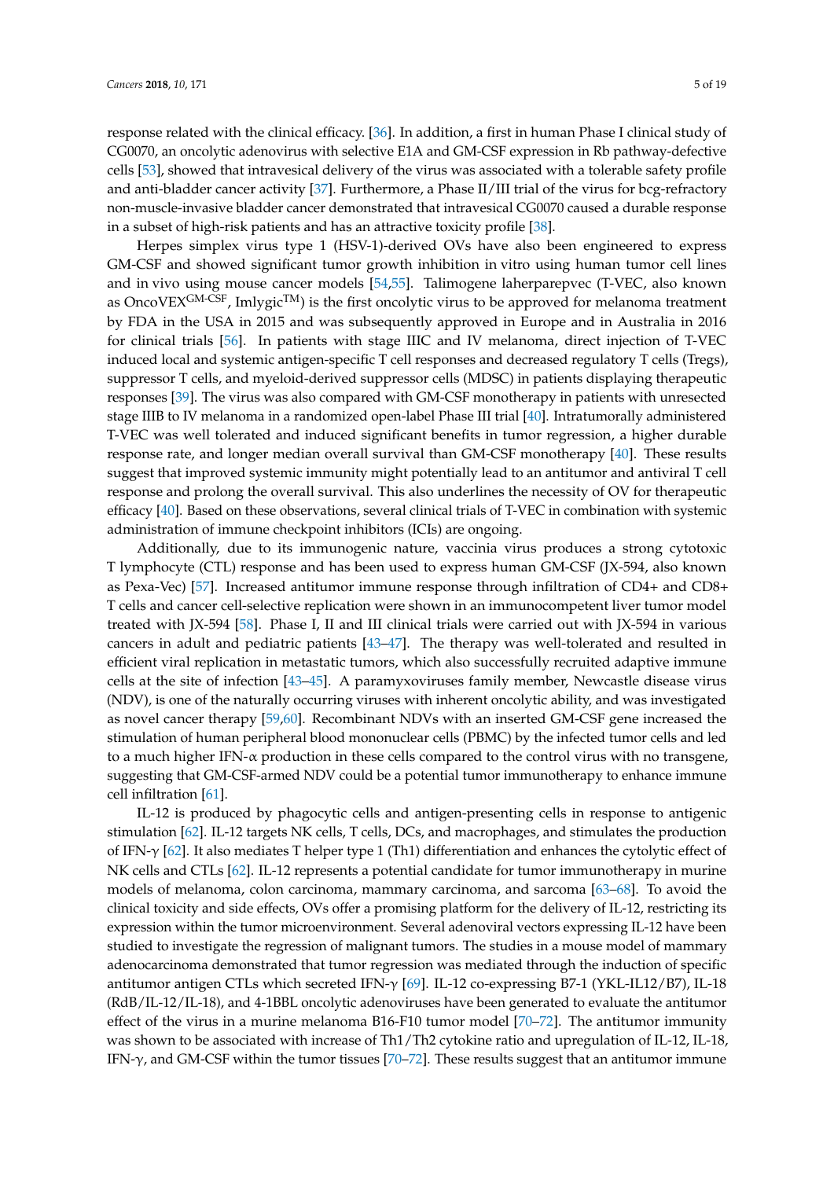response related with the clinical efficacy. [36]. In addition, a first in human Phase I clinical study of CG0070, an oncolytic adenovirus with selective E1A and GM-CSF expression in Rb pathway-defective cells [53], showed that intravesical delivery of the virus was associated with a tolerable safety profile and anti-bladder cancer activity [37]. Furthermore, a Phase II/III trial of the virus for bcg-refractory non-muscle-invasive bladder cancer demonstrated that intravesical CG0070 caused a durable response in a subset of high-risk patients and has an attractive toxicity profile [38].

Herpes simplex virus type 1 (HSV-1)-derived OVs have also been engineered to express GM-CSF and showed significant tumor growth inhibition in vitro using human tumor cell lines and in vivo using mouse cancer models [54,55]. Talimogene laherparepvec (T-VEC, also known as OncoVEX$^{GM\text{-}CSF}$, Imlygic$^{TM}$) is the first oncolytic virus to be approved for melanoma treatment by FDA in the USA in 2015 and was subsequently approved in Europe and in Australia in 2016 for clinical trials [56]. In patients with stage IIIC and IV melanoma, direct injection of T-VEC induced local and systemic antigen-specific T cell responses and decreased regulatory T cells (Tregs), suppressor T cells, and myeloid-derived suppressor cells (MDSC) in patients displaying therapeutic responses [39]. The virus was also compared with GM-CSF monotherapy in patients with unresected stage IIIB to IV melanoma in a randomized open-label Phase III trial [40]. Intratumorally administered T-VEC was well tolerated and induced significant benefits in tumor regression, a higher durable response rate, and longer median overall survival than GM-CSF monotherapy [40]. These results suggest that improved systemic immunity might potentially lead to an antitumor and antiviral T cell response and prolong the overall survival. This also underlines the necessity of OV for therapeutic efficacy [40]. Based on these observations, several clinical trials of T-VEC in combination with systemic administration of immune checkpoint inhibitors (ICIs) are ongoing.

Additionally, due to its immunogenic nature, vaccinia virus produces a strong cytotoxic T lymphocyte (CTL) response and has been used to express human GM-CSF (JX-594, also known as Pexa-Vec) [57]. Increased antitumor immune response through infiltration of CD4+ and CD8+ T cells and cancer cell-selective replication were shown in an immunocompetent liver tumor model treated with JX-594 [58]. Phase I, II and III clinical trials were carried out with JX-594 in various cancers in adult and pediatric patients [43–47]. The therapy was well-tolerated and resulted in efficient viral replication in metastatic tumors, which also successfully recruited adaptive immune cells at the site of infection [43–45]. A paramyxoviruses family member, Newcastle disease virus (NDV), is one of the naturally occurring viruses with inherent oncolytic ability, and was investigated as novel cancer therapy [59,60]. Recombinant NDVs with an inserted GM-CSF gene increased the stimulation of human peripheral blood mononuclear cells (PBMC) by the infected tumor cells and led to a much higher IFN-α production in these cells compared to the control virus with no transgene, suggesting that GM-CSF-armed NDV could be a potential tumor immunotherapy to enhance immune cell infiltration [61].

IL-12 is produced by phagocytic cells and antigen-presenting cells in response to antigenic stimulation [62]. IL-12 targets NK cells, T cells, DCs, and macrophages, and stimulates the production of IFN-γ [62]. It also mediates T helper type 1 (Th1) differentiation and enhances the cytolytic effect of NK cells and CTLs [62]. IL-12 represents a potential candidate for tumor immunotherapy in murine models of melanoma, colon carcinoma, mammary carcinoma, and sarcoma [63–68]. To avoid the clinical toxicity and side effects, OVs offer a promising platform for the delivery of IL-12, restricting its expression within the tumor microenvironment. Several adenoviral vectors expressing IL-12 have been studied to investigate the regression of malignant tumors. The studies in a mouse model of mammary adenocarcinoma demonstrated that tumor regression was mediated through the induction of specific antitumor antigen CTLs which secreted IFN-γ [69]. IL-12 co-expressing B7-1 (YKL-IL12/B7), IL-18 (RdB/IL-12/IL-18), and 4-1BBL oncolytic adenoviruses have been generated to evaluate the antitumor effect of the virus in a murine melanoma B16-F10 tumor model [70–72]. The antitumor immunity was shown to be associated with increase of Th1/Th2 cytokine ratio and upregulation of IL-12, IL-18, IFN-γ, and GM-CSF within the tumor tissues [70–72]. These results suggest that an antitumor immune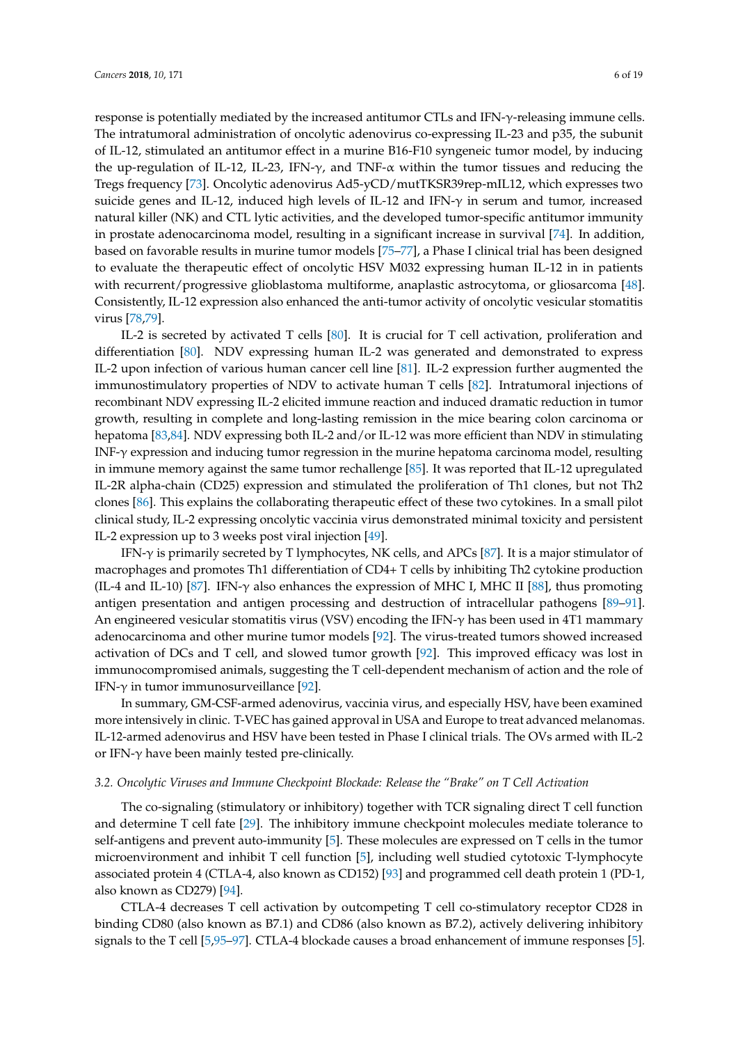response is potentially mediated by the increased antitumor CTLs and IFN-γ-releasing immune cells. The intratumoral administration of oncolytic adenovirus co-expressing IL-23 and p35, the subunit of IL-12, stimulated an antitumor effect in a murine B16-F10 syngeneic tumor model, by inducing the up-regulation of IL-12, IL-23, IFN-γ, and TNF-α within the tumor tissues and reducing the Tregs frequency [73]. Oncolytic adenovirus Ad5-yCD/mutTKSR39rep-mIL12, which expresses two suicide genes and IL-12, induced high levels of IL-12 and IFN-γ in serum and tumor, increased natural killer (NK) and CTL lytic activities, and the developed tumor-specific antitumor immunity in prostate adenocarcinoma model, resulting in a significant increase in survival [74]. In addition, based on favorable results in murine tumor models [75–77], a Phase I clinical trial has been designed to evaluate the therapeutic effect of oncolytic HSV M032 expressing human IL-12 in in patients with recurrent/progressive glioblastoma multiforme, anaplastic astrocytoma, or gliosarcoma [48]. Consistently, IL-12 expression also enhanced the anti-tumor activity of oncolytic vesicular stomatitis virus [78,79].

IL-2 is secreted by activated T cells [80]. It is crucial for T cell activation, proliferation and differentiation [80]. NDV expressing human IL-2 was generated and demonstrated to express IL-2 upon infection of various human cancer cell line [81]. IL-2 expression further augmented the immunostimulatory properties of NDV to activate human T cells [82]. Intratumoral injections of recombinant NDV expressing IL-2 elicited immune reaction and induced dramatic reduction in tumor growth, resulting in complete and long-lasting remission in the mice bearing colon carcinoma or hepatoma [83,84]. NDV expressing both IL-2 and/or IL-12 was more efficient than NDV in stimulating INF-γ expression and inducing tumor regression in the murine hepatoma carcinoma model, resulting in immune memory against the same tumor rechallenge [85]. It was reported that IL-12 upregulated IL-2R alpha-chain (CD25) expression and stimulated the proliferation of Th1 clones, but not Th2 clones [86]. This explains the collaborating therapeutic effect of these two cytokines. In a small pilot clinical study, IL-2 expressing oncolytic vaccinia virus demonstrated minimal toxicity and persistent IL-2 expression up to 3 weeks post viral injection [49].

IFN-γ is primarily secreted by T lymphocytes, NK cells, and APCs [87]. It is a major stimulator of macrophages and promotes Th1 differentiation of CD4+ T cells by inhibiting Th2 cytokine production (IL-4 and IL-10) [87]. IFN-γ also enhances the expression of MHC I, MHC II [88], thus promoting antigen presentation and antigen processing and destruction of intracellular pathogens [89–91]. An engineered vesicular stomatitis virus (VSV) encoding the IFN-γ has been used in 4T1 mammary adenocarcinoma and other murine tumor models [92]. The virus-treated tumors showed increased activation of DCs and T cell, and slowed tumor growth [92]. This improved efficacy was lost in immunocompromised animals, suggesting the T cell-dependent mechanism of action and the role of IFN-γ in tumor immunosurveillance [92].

In summary, GM-CSF-armed adenovirus, vaccinia virus, and especially HSV, have been examined more intensively in clinic. T-VEC has gained approval in USA and Europe to treat advanced melanomas. IL-12-armed adenovirus and HSV have been tested in Phase I clinical trials. The OVs armed with IL-2 or IFN-γ have been mainly tested pre-clinically.

### *3.2. Oncolytic Viruses and Immune Checkpoint Blockade: Release the "Brake" on T Cell Activation*

The co-signaling (stimulatory or inhibitory) together with TCR signaling direct T cell function and determine T cell fate [29]. The inhibitory immune checkpoint molecules mediate tolerance to self-antigens and prevent auto-immunity [5]. These molecules are expressed on T cells in the tumor microenvironment and inhibit T cell function [5], including well studied cytotoxic T-lymphocyte associated protein 4 (CTLA-4, also known as CD152) [93] and programmed cell death protein 1 (PD-1, also known as CD279) [94].

CTLA-4 decreases T cell activation by outcompeting T cell co-stimulatory receptor CD28 in binding CD80 (also known as B7.1) and CD86 (also known as B7.2), actively delivering inhibitory signals to the T cell [5,95–97]. CTLA-4 blockade causes a broad enhancement of immune responses [5].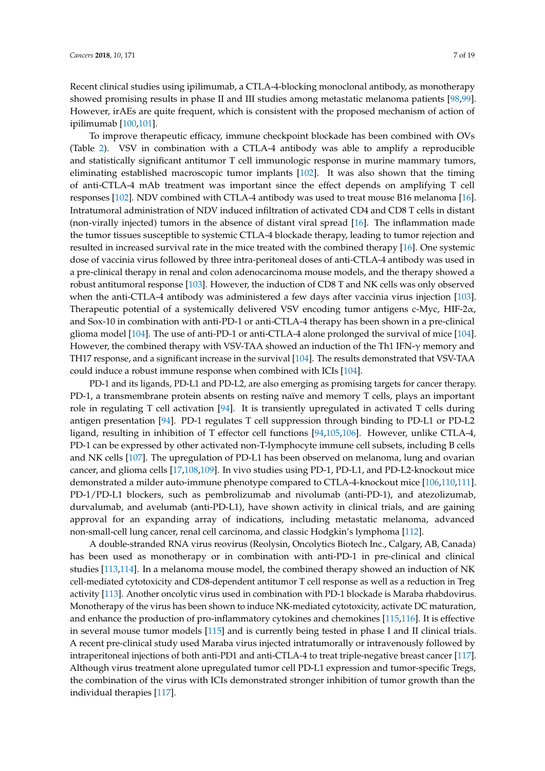Recent clinical studies using ipilimumab, a CTLA-4-blocking monoclonal antibody, as monotherapy showed promising results in phase II and III studies among metastatic melanoma patients [98,99]. However, irAEs are quite frequent, which is consistent with the proposed mechanism of action of ipilimumab [100,101].

To improve therapeutic efficacy, immune checkpoint blockade has been combined with OVs (Table 2). VSV in combination with a CTLA-4 antibody was able to amplify a reproducible and statistically significant antitumor T cell immunologic response in murine mammary tumors, eliminating established macroscopic tumor implants [102]. It was also shown that the timing of anti-CTLA-4 mAb treatment was important since the effect depends on amplifying T cell responses [102]. NDV combined with CTLA-4 antibody was used to treat mouse B16 melanoma [16]. Intratumoral administration of NDV induced infiltration of activated CD4 and CD8 T cells in distant (non-virally injected) tumors in the absence of distant viral spread [16]. The inflammation made the tumor tissues susceptible to systemic CTLA-4 blockade therapy, leading to tumor rejection and resulted in increased survival rate in the mice treated with the combined therapy [16]. One systemic dose of vaccinia virus followed by three intra-peritoneal doses of anti-CTLA-4 antibody was used in a pre-clinical therapy in renal and colon adenocarcinoma mouse models, and the therapy showed a robust antitumoral response [103]. However, the induction of CD8 T and NK cells was only observed when the anti-CTLA-4 antibody was administered a few days after vaccinia virus injection [103]. Therapeutic potential of a systemically delivered VSV encoding tumor antigens c-Myc, HIF-2α, and Sox-10 in combination with anti-PD-1 or anti-CTLA-4 therapy has been shown in a pre-clinical glioma model [104]. The use of anti-PD-1 or anti-CTLA-4 alone prolonged the survival of mice [104]. However, the combined therapy with VSV-TAA showed an induction of the Th1 IFN-γ memory and TH17 response, and a significant increase in the survival [104]. The results demonstrated that VSV-TAA could induce a robust immune response when combined with ICIs [104].

PD-1 and its ligands, PD-L1 and PD-L2, are also emerging as promising targets for cancer therapy. PD-1, a transmembrane protein absents on resting naïve and memory T cells, plays an important role in regulating T cell activation [94]. It is transiently upregulated in activated T cells during antigen presentation [94]. PD-1 regulates T cell suppression through binding to PD-L1 or PD-L2 ligand, resulting in inhibition of T effector cell functions [94,105,106]. However, unlike CTLA-4, PD-1 can be expressed by other activated non-T-lymphocyte immune cell subsets, including B cells and NK cells [107]. The upregulation of PD-L1 has been observed on melanoma, lung and ovarian cancer, and glioma cells [17,108,109]. In vivo studies using PD-1, PD-L1, and PD-L2-knockout mice demonstrated a milder auto-immune phenotype compared to CTLA-4-knockout mice [106,110,111]. PD-1/PD-L1 blockers, such as pembrolizumab and nivolumab (anti-PD-1), and atezolizumab, durvalumab, and avelumab (anti-PD-L1), have shown activity in clinical trials, and are gaining approval for an expanding array of indications, including metastatic melanoma, advanced non-small-cell lung cancer, renal cell carcinoma, and classic Hodgkin's lymphoma [112].

A double-stranded RNA virus reovirus (Reolysin, Oncolytics Biotech Inc., Calgary, AB, Canada) has been used as monotherapy or in combination with anti-PD-1 in pre-clinical and clinical studies [113,114]. In a melanoma mouse model, the combined therapy showed an induction of NK cell-mediated cytotoxicity and CD8-dependent antitumor T cell response as well as a reduction in Treg activity [113]. Another oncolytic virus used in combination with PD-1 blockade is Maraba rhabdovirus. Monotherapy of the virus has been shown to induce NK-mediated cytotoxicity, activate DC maturation, and enhance the production of pro-inflammatory cytokines and chemokines [115,116]. It is effective in several mouse tumor models [115] and is currently being tested in phase I and II clinical trials. A recent pre-clinical study used Maraba virus injected intratumorally or intravenously followed by intraperitoneal injections of both anti-PD1 and anti-CTLA-4 to treat triple-negative breast cancer [117]. Although virus treatment alone upregulated tumor cell PD-L1 expression and tumor-specific Tregs, the combination of the virus with ICIs demonstrated stronger inhibition of tumor growth than the individual therapies [117].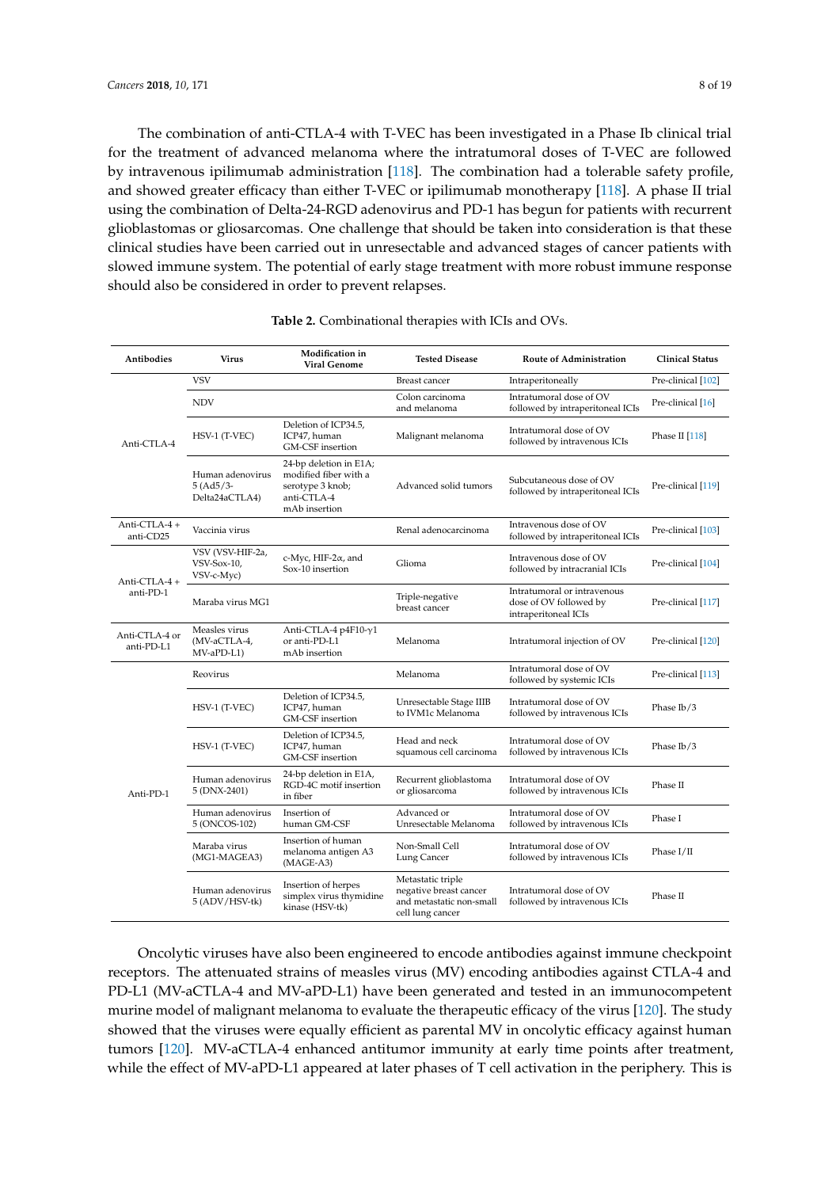The combination of anti-CTLA-4 with T-VEC has been investigated in a Phase Ib clinical trial for the treatment of advanced melanoma where the intratumoral doses of T-VEC are followed by intravenous ipilimumab administration [118]. The combination had a tolerable safety profile, and showed greater efficacy than either T-VEC or ipilimumab monotherapy [118]. A phase II trial using the combination of Delta-24-RGD adenovirus and PD-1 has begun for patients with recurrent glioblastomas or gliosarcomas. One challenge that should be taken into consideration is that these clinical studies have been carried out in unresectable and advanced stages of cancer patients with slowed immune system. The potential of early stage treatment with more robust immune response should also be considered in order to prevent relapses.

**Table 2.** Combinational therapies with ICIs and OVs.

| Antibodies | Virus | Modification in Viral Genome | Tested Disease | Route of Administration | Clinical Status |
|---|---|---|---|---|---|
| Anti-CTLA-4 | VSV | | Breast cancer | Intraperitoneally | Pre-clinical [102] |
| | NDV | | Colon carcinoma and melanoma | Intratumoral dose of OV followed by intraperitoneal ICIs | Pre-clinical [16] |
| | HSV-1 (T-VEC) | Deletion of ICP34.5, ICP47, human GM-CSF insertion | Malignant melanoma | Intratumoral dose of OV followed by intravenous ICIs | Phase II [118] |
| | Human adenovirus 5 (Ad5/3-Delta24aCTLA4) | 24-bp deletion in E1A; modified fiber with a serotype 3 knob; anti-CTLA-4 mAb insertion | Advanced solid tumors | Subcutaneous dose of OV followed by intraperitoneal ICIs | Pre-clinical [119] |
| Anti-CTLA-4 + anti-CD25 | Vaccinia virus | | Renal adenocarcinoma | Intravenous dose of OV followed by intraperitoneal ICIs | Pre-clinical [103] |
| Anti-CTLA-4 + anti-PD-1 | VSV (VSV-HIF-2a, VSV-Sox-10, VSV-c-Myc) | c-Myc, HIF-2α, and Sox-10 insertion | Glioma | Intravenous dose of OV followed by intracranial ICIs | Pre-clinical [104] |
| | Maraba virus MG1 | | Triple-negative breast cancer | Intratumoral or intravenous dose of OV followed by intraperitoneal ICIs | Pre-clinical [117] |
| Anti-CTLA-4 or anti-PD-L1 | Measles virus (MV-aCTLA-4, MV-aPD-L1) | Anti-CTLA-4 p4F10-γ1 or anti-PD-L1 mAb insertion | Melanoma | Intratumoral injection of OV | Pre-clinical [120] |
| Anti-PD-1 | Reovirus | | Melanoma | Intratumoral dose of OV followed by systemic ICIs | Pre-clinical [113] |
| | HSV-1 (T-VEC) | Deletion of ICP34.5, ICP47, human GM-CSF insertion | Unresectable Stage IIIB to IVM1c Melanoma | Intratumoral dose of OV followed by intravenous ICIs | Phase Ib/3 |
| | HSV-1 (T-VEC) | Deletion of ICP34.5, ICP47, human GM-CSF insertion | Head and neck squamous cell carcinoma | Intratumoral dose of OV followed by intravenous ICIs | Phase Ib/3 |
| | Human adenovirus 5 (DNX-2401) | 24-bp deletion in E1A, RGD-4C motif insertion in fiber | Recurrent glioblastoma or gliosarcoma | Intratumoral dose of OV followed by intravenous ICIs | Phase II |
| | Human adenovirus 5 (ONCOS-102) | Insertion of human GM-CSF | Advanced or Unresectable Melanoma | Intratumoral dose of OV followed by intravenous ICIs | Phase I |
| | Maraba virus (MG1-MAGEA3) | Insertion of human melanoma antigen A3 (MAGE-A3) | Non-Small Cell Lung Cancer | Intratumoral dose of OV followed by intravenous ICIs | Phase I/II |
| | Human adenovirus 5 (ADV/HSV-tk) | Insertion of herpes simplex virus thymidine kinase (HSV-tk) | Metastatic triple negative breast cancer and metastatic non-small cell lung cancer | Intratumoral dose of OV followed by intravenous ICIs | Phase II |

Oncolytic viruses have also been engineered to encode antibodies against immune checkpoint receptors. The attenuated strains of measles virus (MV) encoding antibodies against CTLA-4 and PD-L1 (MV-aCTLA-4 and MV-aPD-L1) have been generated and tested in an immunocompetent murine model of malignant melanoma to evaluate the therapeutic efficacy of the virus [120]. The study showed that the viruses were equally efficient as parental MV in oncolytic efficacy against human tumors [120]. MV-aCTLA-4 enhanced antitumor immunity at early time points after treatment, while the effect of MV-aPD-L1 appeared at later phases of T cell activation in the periphery. This is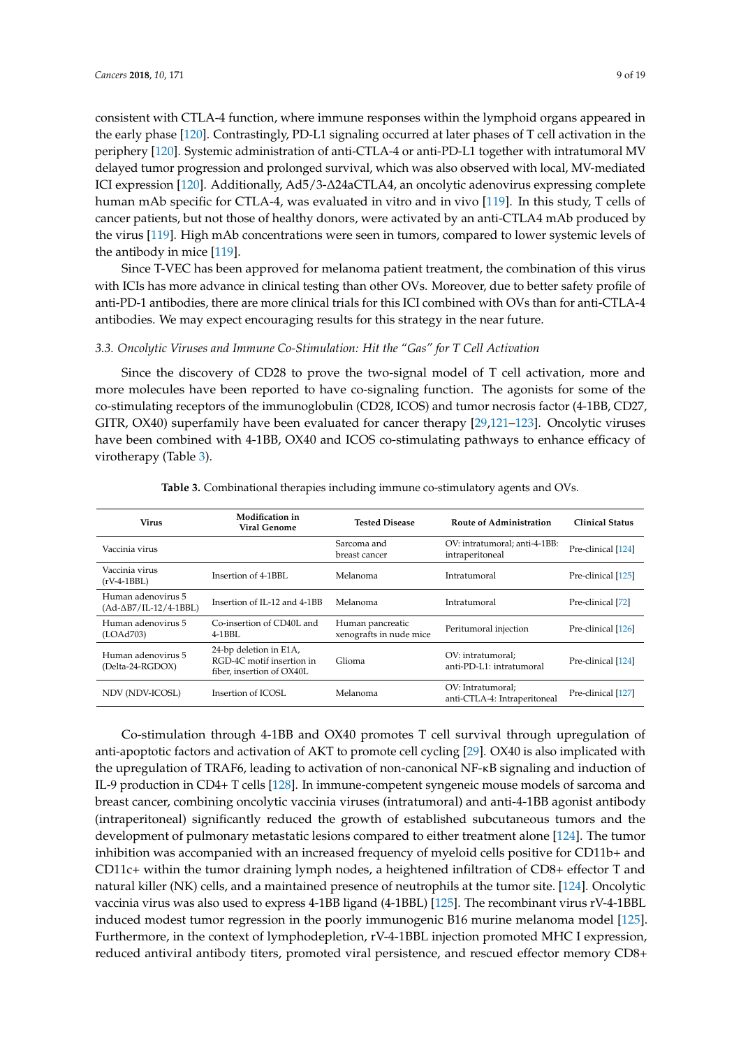consistent with CTLA-4 function, where immune responses within the lymphoid organs appeared in the early phase [120]. Contrastingly, PD-L1 signaling occurred at later phases of T cell activation in the periphery [120]. Systemic administration of anti-CTLA-4 or anti-PD-L1 together with intratumoral MV delayed tumor progression and prolonged survival, which was also observed with local, MV-mediated ICI expression [120]. Additionally, Ad5/3-Δ24aCTLA4, an oncolytic adenovirus expressing complete human mAb specific for CTLA-4, was evaluated in vitro and in vivo [119]. In this study, T cells of cancer patients, but not those of healthy donors, were activated by an anti-CTLA4 mAb produced by the virus [119]. High mAb concentrations were seen in tumors, compared to lower systemic levels of the antibody in mice [119].

Since T-VEC has been approved for melanoma patient treatment, the combination of this virus with ICIs has more advance in clinical testing than other OVs. Moreover, due to better safety profile of anti-PD-1 antibodies, there are more clinical trials for this ICI combined with OVs than for anti-CTLA-4 antibodies. We may expect encouraging results for this strategy in the near future.

### *3.3. Oncolytic Viruses and Immune Co-Stimulation: Hit the "Gas" for T Cell Activation*

Since the discovery of CD28 to prove the two-signal model of T cell activation, more and more molecules have been reported to have co-signaling function. The agonists for some of the co-stimulating receptors of the immunoglobulin (CD28, ICOS) and tumor necrosis factor (4-1BB, CD27, GITR, OX40) superfamily have been evaluated for cancer therapy [29,121–123]. Oncolytic viruses have been combined with 4-1BB, OX40 and ICOS co-stimulating pathways to enhance efficacy of virotherapy (Table 3).

**Table 3.** Combinational therapies including immune co-stimulatory agents and OVs.

| Virus | Modification in Viral Genome | Tested Disease | Route of Administration | Clinical Status |
|---|---|---|---|---|
| Vaccinia virus | | Sarcoma and breast cancer | OV: intratumoral; anti-4-1BB: intraperitoneal | Pre-clinical [124] |
| Vaccinia virus (rV-4-1BBL) | Insertion of 4-1BBL | Melanoma | Intratumoral | Pre-clinical [125] |
| Human adenovirus 5 (Ad-ΔB7/IL-12/4-1BBL) | Insertion of IL-12 and 4-1BB | Melanoma | Intratumoral | Pre-clinical [72] |
| Human adenovirus 5 (LOAd703) | Co-insertion of CD40L and 4-1BBL | Human pancreatic xenografts in nude mice | Peritumoral injection | Pre-clinical [126] |
| Human adenovirus 5 (Delta-24-RGDOX) | 24-bp deletion in E1A, RGD-4C motif insertion in fiber, insertion of OX40L | Glioma | OV: intratumoral; anti-PD-L1: intratumoral | Pre-clinical [124] |
| NDV (NDV-ICOSL) | Insertion of ICOSL | Melanoma | OV: Intratumoral; anti-CTLA-4: Intraperitoneal | Pre-clinical [127] |

Co-stimulation through 4-1BB and OX40 promotes T cell survival through upregulation of anti-apoptotic factors and activation of AKT to promote cell cycling [29]. OX40 is also implicated with the upregulation of TRAF6, leading to activation of non-canonical NF-κB signaling and induction of IL-9 production in CD4+ T cells [128]. In immune-competent syngeneic mouse models of sarcoma and breast cancer, combining oncolytic vaccinia viruses (intratumoral) and anti-4-1BB agonist antibody (intraperitoneal) significantly reduced the growth of established subcutaneous tumors and the development of pulmonary metastatic lesions compared to either treatment alone [124]. The tumor inhibition was accompanied with an increased frequency of myeloid cells positive for CD11b+ and CD11c+ within the tumor draining lymph nodes, a heightened infiltration of CD8+ effector T and natural killer (NK) cells, and a maintained presence of neutrophils at the tumor site. [124]. Oncolytic vaccinia virus was also used to express 4-1BB ligand (4-1BBL) [125]. The recombinant virus rV-4-1BBL induced modest tumor regression in the poorly immunogenic B16 murine melanoma model [125]. Furthermore, in the context of lymphodepletion, rV-4-1BBL injection promoted MHC I expression, reduced antiviral antibody titers, promoted viral persistence, and rescued effector memory CD8+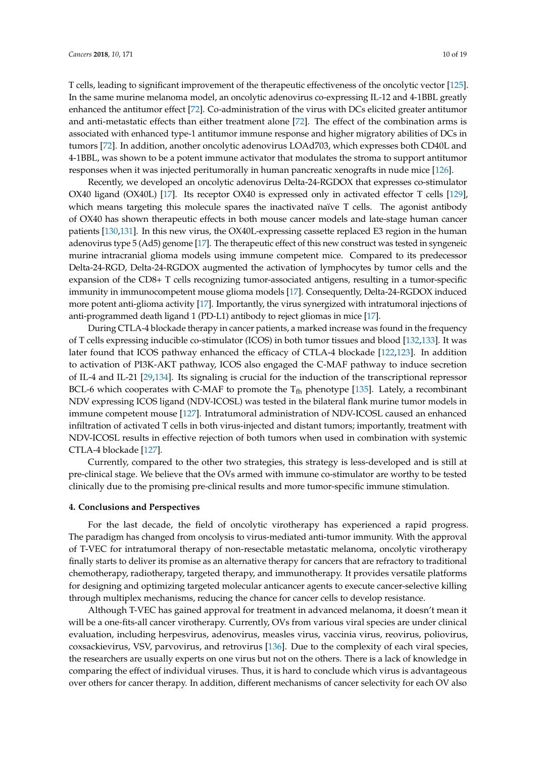T cells, leading to significant improvement of the therapeutic effectiveness of the oncolytic vector [125]. In the same murine melanoma model, an oncolytic adenovirus co-expressing IL-12 and 4-1BBL greatly enhanced the antitumor effect [72]. Co-administration of the virus with DCs elicited greater antitumor and anti-metastatic effects than either treatment alone [72]. The effect of the combination arms is associated with enhanced type-1 antitumor immune response and higher migratory abilities of DCs in tumors [72]. In addition, another oncolytic adenovirus LOAd703, which expresses both CD40L and 4-1BBL, was shown to be a potent immune activator that modulates the stroma to support antitumor responses when it was injected peritumorally in human pancreatic xenografts in nude mice [126].

Recently, we developed an oncolytic adenovirus Delta-24-RGDOX that expresses co-stimulator OX40 ligand (OX40L) [17]. Its receptor OX40 is expressed only in activated effector T cells [129], which means targeting this molecule spares the inactivated naïve T cells. The agonist antibody of OX40 has shown therapeutic effects in both mouse cancer models and late-stage human cancer patients [130,131]. In this new virus, the OX40L-expressing cassette replaced E3 region in the human adenovirus type 5 (Ad5) genome [17]. The therapeutic effect of this new construct was tested in syngeneic murine intracranial glioma models using immune competent mice. Compared to its predecessor Delta-24-RGD, Delta-24-RGDOX augmented the activation of lymphocytes by tumor cells and the expansion of the CD8+ T cells recognizing tumor-associated antigens, resulting in a tumor-specific immunity in immunocompetent mouse glioma models [17]. Consequently, Delta-24-RGDOX induced more potent anti-glioma activity [17]. Importantly, the virus synergized with intratumoral injections of anti-programmed death ligand 1 (PD-L1) antibody to reject gliomas in mice [17].

During CTLA-4 blockade therapy in cancer patients, a marked increase was found in the frequency of T cells expressing inducible co-stimulator (ICOS) in both tumor tissues and blood [132,133]. It was later found that ICOS pathway enhanced the efficacy of CTLA-4 blockade [122,123]. In addition to activation of PI3K-AKT pathway, ICOS also engaged the C-MAF pathway to induce secretion of IL-4 and IL-21 [29,134]. Its signaling is crucial for the induction of the transcriptional repressor BCL-6 which cooperates with C-MAF to promote the $T_{fh}$ phenotype [135]. Lately, a recombinant NDV expressing ICOS ligand (NDV-ICOSL) was tested in the bilateral flank murine tumor models in immune competent mouse [127]. Intratumoral administration of NDV-ICOSL caused an enhanced infiltration of activated T cells in both virus-injected and distant tumors; importantly, treatment with NDV-ICOSL results in effective rejection of both tumors when used in combination with systemic CTLA-4 blockade [127].

Currently, compared to the other two strategies, this strategy is less-developed and is still at pre-clinical stage. We believe that the OVs armed with immune co-stimulator are worthy to be tested clinically due to the promising pre-clinical results and more tumor-specific immune stimulation.

## 4. Conclusions and Perspectives

For the last decade, the field of oncolytic virotherapy has experienced a rapid progress. The paradigm has changed from oncolysis to virus-mediated anti-tumor immunity. With the approval of T-VEC for intratumoral therapy of non-resectable metastatic melanoma, oncolytic virotherapy finally starts to deliver its promise as an alternative therapy for cancers that are refractory to traditional chemotherapy, radiotherapy, targeted therapy, and immunotherapy. It provides versatile platforms for designing and optimizing targeted molecular anticancer agents to execute cancer-selective killing through multiplex mechanisms, reducing the chance for cancer cells to develop resistance.

Although T-VEC has gained approval for treatment in advanced melanoma, it doesn't mean it will be a one-fits-all cancer virotherapy. Currently, OVs from various viral species are under clinical evaluation, including herpesvirus, adenovirus, measles virus, vaccinia virus, reovirus, poliovirus, coxsackievirus, VSV, parvovirus, and retrovirus [136]. Due to the complexity of each viral species, the researchers are usually experts on one virus but not on the others. There is a lack of knowledge in comparing the effect of individual viruses. Thus, it is hard to conclude which virus is advantageous over others for cancer therapy. In addition, different mechanisms of cancer selectivity for each OV also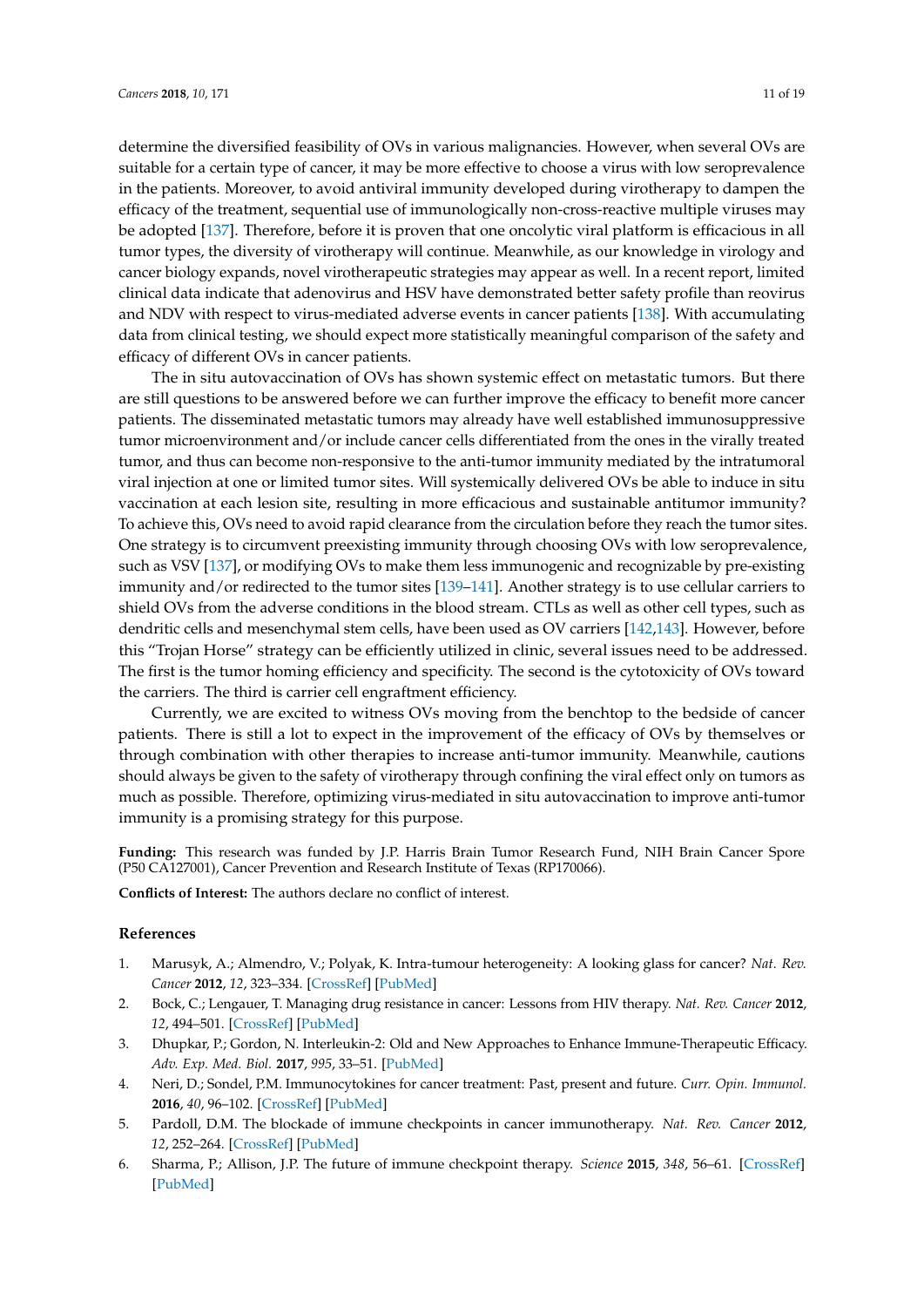determine the diversified feasibility of OVs in various malignancies. However, when several OVs are suitable for a certain type of cancer, it may be more effective to choose a virus with low seroprevalence in the patients. Moreover, to avoid antiviral immunity developed during virotherapy to dampen the efficacy of the treatment, sequential use of immunologically non-cross-reactive multiple viruses may be adopted [137]. Therefore, before it is proven that one oncolytic viral platform is efficacious in all tumor types, the diversity of virotherapy will continue. Meanwhile, as our knowledge in virology and cancer biology expands, novel virotherapeutic strategies may appear as well. In a recent report, limited clinical data indicate that adenovirus and HSV have demonstrated better safety profile than reovirus and NDV with respect to virus-mediated adverse events in cancer patients [138]. With accumulating data from clinical testing, we should expect more statistically meaningful comparison of the safety and efficacy of different OVs in cancer patients.

The in situ autovaccination of OVs has shown systemic effect on metastatic tumors. But there are still questions to be answered before we can further improve the efficacy to benefit more cancer patients. The disseminated metastatic tumors may already have well established immunosuppressive tumor microenvironment and/or include cancer cells differentiated from the ones in the virally treated tumor, and thus can become non-responsive to the anti-tumor immunity mediated by the intratumoral viral injection at one or limited tumor sites. Will systemically delivered OVs be able to induce in situ vaccination at each lesion site, resulting in more efficacious and sustainable antitumor immunity? To achieve this, OVs need to avoid rapid clearance from the circulation before they reach the tumor sites. One strategy is to circumvent preexisting immunity through choosing OVs with low seroprevalence, such as VSV [137], or modifying OVs to make them less immunogenic and recognizable by pre-existing immunity and/or redirected to the tumor sites [139–141]. Another strategy is to use cellular carriers to shield OVs from the adverse conditions in the blood stream. CTLs as well as other cell types, such as dendritic cells and mesenchymal stem cells, have been used as OV carriers [142,143]. However, before this "Trojan Horse" strategy can be efficiently utilized in clinic, several issues need to be addressed. The first is the tumor homing efficiency and specificity. The second is the cytotoxicity of OVs toward the carriers. The third is carrier cell engraftment efficiency.

Currently, we are excited to witness OVs moving from the benchtop to the bedside of cancer patients. There is still a lot to expect in the improvement of the efficacy of OVs by themselves or through combination with other therapies to increase anti-tumor immunity. Meanwhile, cautions should always be given to the safety of virotherapy through confining the viral effect only on tumors as much as possible. Therefore, optimizing virus-mediated in situ autovaccination to improve anti-tumor immunity is a promising strategy for this purpose.

**Funding:** This research was funded by J.P. Harris Brain Tumor Research Fund, NIH Brain Cancer Spore (P50 CA127001), Cancer Prevention and Research Institute of Texas (RP170066).

**Conflicts of Interest:** The authors declare no conflict of interest.

## References

1. Marusyk, A.; Almendro, V.; Polyak, K. Intra-tumour heterogeneity: A looking glass for cancer? *Nat. Rev. Cancer* **2012**, *12*, 323–334. [CrossRef] [PubMed]
2. Bock, C.; Lengauer, T. Managing drug resistance in cancer: Lessons from HIV therapy. *Nat. Rev. Cancer* **2012**, *12*, 494–501. [CrossRef] [PubMed]
3. Dhupkar, P.; Gordon, N. Interleukin-2: Old and New Approaches to Enhance Immune-Therapeutic Efficacy. *Adv. Exp. Med. Biol.* **2017**, *995*, 33–51. [PubMed]
4. Neri, D.; Sondel, P.M. Immunocytokines for cancer treatment: Past, present and future. *Curr. Opin. Immunol.* **2016**, *40*, 96–102. [CrossRef] [PubMed]
5. Pardoll, D.M. The blockade of immune checkpoints in cancer immunotherapy. *Nat. Rev. Cancer* **2012**, *12*, 252–264. [CrossRef] [PubMed]
6. Sharma, P.; Allison, J.P. The future of immune checkpoint therapy. *Science* **2015**, *348*, 56–61. [CrossRef] [PubMed]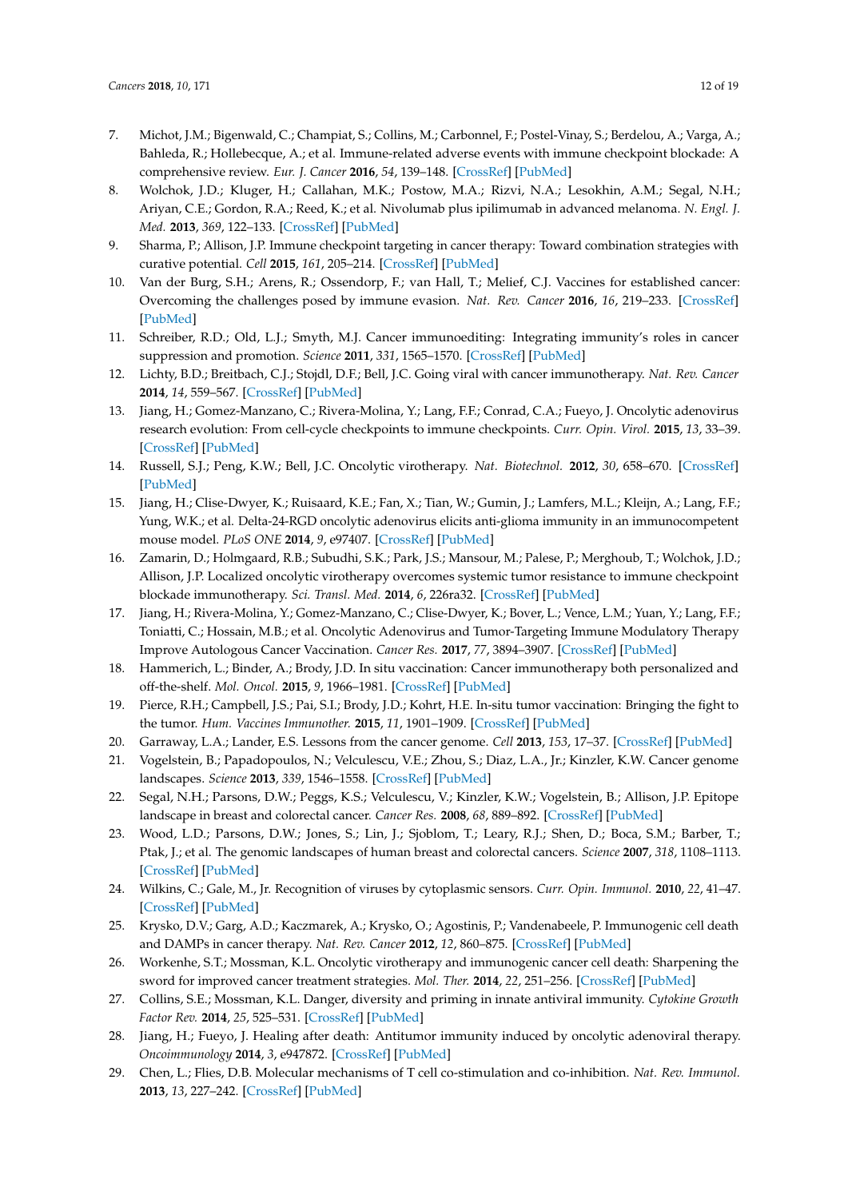7. Michot, J.M.; Bigenwald, C.; Champiat, S.; Collins, M.; Carbonnel, F.; Postel-Vinay, S.; Berdelou, A.; Varga, A.; Bahleda, R.; Hollebecque, A.; et al. Immune-related adverse events with immune checkpoint blockade: A comprehensive review. *Eur. J. Cancer* **2016**, *54*, 139–148. [CrossRef] [PubMed]
8. Wolchok, J.D.; Kluger, H.; Callahan, M.K.; Postow, M.A.; Rizvi, N.A.; Lesokhin, A.M.; Segal, N.H.; Ariyan, C.E.; Gordon, R.A.; Reed, K.; et al. Nivolumab plus ipilimumab in advanced melanoma. *N. Engl. J. Med.* **2013**, *369*, 122–133. [CrossRef] [PubMed]
9. Sharma, P.; Allison, J.P. Immune checkpoint targeting in cancer therapy: Toward combination strategies with curative potential. *Cell* **2015**, *161*, 205–214. [CrossRef] [PubMed]
10. Van der Burg, S.H.; Arens, R.; Ossendorp, F.; van Hall, T.; Melief, C.J. Vaccines for established cancer: Overcoming the challenges posed by immune evasion. *Nat. Rev. Cancer* **2016**, *16*, 219–233. [CrossRef] [PubMed]
11. Schreiber, R.D.; Old, L.J.; Smyth, M.J. Cancer immunoediting: Integrating immunity's roles in cancer suppression and promotion. *Science* **2011**, *331*, 1565–1570. [CrossRef] [PubMed]
12. Lichty, B.D.; Breitbach, C.J.; Stojdl, D.F.; Bell, J.C. Going viral with cancer immunotherapy. *Nat. Rev. Cancer* **2014**, *14*, 559–567. [CrossRef] [PubMed]
13. Jiang, H.; Gomez-Manzano, C.; Rivera-Molina, Y.; Lang, F.F.; Conrad, C.A.; Fueyo, J. Oncolytic adenovirus research evolution: From cell-cycle checkpoints to immune checkpoints. *Curr. Opin. Virol.* **2015**, *13*, 33–39. [CrossRef] [PubMed]
14. Russell, S.J.; Peng, K.W.; Bell, J.C. Oncolytic virotherapy. *Nat. Biotechnol.* **2012**, *30*, 658–670. [CrossRef] [PubMed]
15. Jiang, H.; Clise-Dwyer, K.; Ruisaard, K.E.; Fan, X.; Tian, W.; Gumin, J.; Lamfers, M.L.; Kleijn, A.; Lang, F.F.; Yung, W.K.; et al. Delta-24-RGD oncolytic adenovirus elicits anti-glioma immunity in an immunocompetent mouse model. *PLoS ONE* **2014**, *9*, e97407. [CrossRef] [PubMed]
16. Zamarin, D.; Holmgaard, R.B.; Subudhi, S.K.; Park, J.S.; Mansour, M.; Palese, P.; Merghoub, T.; Wolchok, J.D.; Allison, J.P. Localized oncolytic virotherapy overcomes systemic tumor resistance to immune checkpoint blockade immunotherapy. *Sci. Transl. Med.* **2014**, *6*, 226ra32. [CrossRef] [PubMed]
17. Jiang, H.; Rivera-Molina, Y.; Gomez-Manzano, C.; Clise-Dwyer, K.; Bover, L.; Vence, L.M.; Yuan, Y.; Lang, F.F.; Toniatti, C.; Hossain, M.B.; et al. Oncolytic Adenovirus and Tumor-Targeting Immune Modulatory Therapy Improve Autologous Cancer Vaccination. *Cancer Res.* **2017**, *77*, 3894–3907. [CrossRef] [PubMed]
18. Hammerich, L.; Binder, A.; Brody, J.D. In situ vaccination: Cancer immunotherapy both personalized and off-the-shelf. *Mol. Oncol.* **2015**, *9*, 1966–1981. [CrossRef] [PubMed]
19. Pierce, R.H.; Campbell, J.S.; Pai, S.I.; Brody, J.D.; Kohrt, H.E. In-situ tumor vaccination: Bringing the fight to the tumor. *Hum. Vaccines Immunother.* **2015**, *11*, 1901–1909. [CrossRef] [PubMed]
20. Garraway, L.A.; Lander, E.S. Lessons from the cancer genome. *Cell* **2013**, *153*, 17–37. [CrossRef] [PubMed]
21. Vogelstein, B.; Papadopoulos, N.; Velculescu, V.E.; Zhou, S.; Diaz, L.A., Jr.; Kinzler, K.W. Cancer genome landscapes. *Science* **2013**, *339*, 1546–1558. [CrossRef] [PubMed]
22. Segal, N.H.; Parsons, D.W.; Peggs, K.S.; Velculescu, V.; Kinzler, K.W.; Vogelstein, B.; Allison, J.P. Epitope landscape in breast and colorectal cancer. *Cancer Res.* **2008**, *68*, 889–892. [CrossRef] [PubMed]
23. Wood, L.D.; Parsons, D.W.; Jones, S.; Lin, J.; Sjoblom, T.; Leary, R.J.; Shen, D.; Boca, S.M.; Barber, T.; Ptak, J.; et al. The genomic landscapes of human breast and colorectal cancers. *Science* **2007**, *318*, 1108–1113. [CrossRef] [PubMed]
24. Wilkins, C.; Gale, M., Jr. Recognition of viruses by cytoplasmic sensors. *Curr. Opin. Immunol.* **2010**, *22*, 41–47. [CrossRef] [PubMed]
25. Krysko, D.V.; Garg, A.D.; Kaczmarek, A.; Krysko, O.; Agostinis, P.; Vandenabeele, P. Immunogenic cell death and DAMPs in cancer therapy. *Nat. Rev. Cancer* **2012**, *12*, 860–875. [CrossRef] [PubMed]
26. Workenhe, S.T.; Mossman, K.L. Oncolytic virotherapy and immunogenic cancer cell death: Sharpening the sword for improved cancer treatment strategies. *Mol. Ther.* **2014**, *22*, 251–256. [CrossRef] [PubMed]
27. Collins, S.E.; Mossman, K.L. Danger, diversity and priming in innate antiviral immunity. *Cytokine Growth Factor Rev.* **2014**, *25*, 525–531. [CrossRef] [PubMed]
28. Jiang, H.; Fueyo, J. Healing after death: Antitumor immunity induced by oncolytic adenoviral therapy. *Oncoimmunology* **2014**, *3*, e947872. [CrossRef] [PubMed]
29. Chen, L.; Flies, D.B. Molecular mechanisms of T cell co-stimulation and co-inhibition. *Nat. Rev. Immunol.* **2013**, *13*, 227–242. [CrossRef] [PubMed]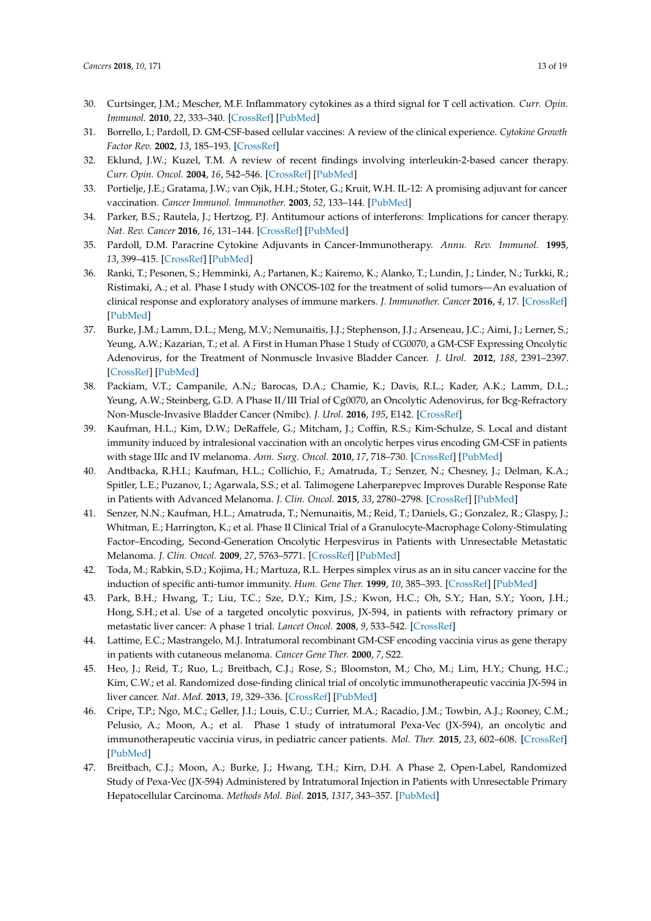30. Curtsinger, J.M.; Mescher, M.F. Inflammatory cytokines as a third signal for T cell activation. *Curr. Opin. Immunol.* **2010**, *22*, 333–340. [CrossRef] [PubMed]
31. Borrello, I.; Pardoll, D. GM-CSF-based cellular vaccines: A review of the clinical experience. *Cytokine Growth Factor Rev.* **2002**, *13*, 185–193. [CrossRef]
32. Eklund, J.W.; Kuzel, T.M. A review of recent findings involving interleukin-2-based cancer therapy. *Curr. Opin. Oncol.* **2004**, *16*, 542–546. [CrossRef] [PubMed]
33. Portielje, J.E.; Gratama, J.W.; van Ojik, H.H.; Stoter, G.; Kruit, W.H. IL-12: A promising adjuvant for cancer vaccination. *Cancer Immunol. Immunother.* **2003**, *52*, 133–144. [PubMed]
34. Parker, B.S.; Rautela, J.; Hertzog, P.J. Antitumour actions of interferons: Implications for cancer therapy. *Nat. Rev. Cancer* **2016**, *16*, 131–144. [CrossRef] [PubMed]
35. Pardoll, D.M. Paracrine Cytokine Adjuvants in Cancer-Immunotherapy. *Annu. Rev. Immunol.* **1995**, *13*, 399–415. [CrossRef] [PubMed]
36. Ranki, T.; Pesonen, S.; Hemminki, A.; Partanen, K.; Kairemo, K.; Alanko, T.; Lundin, J.; Linder, N.; Turkki, R.; Ristimaki, A.; et al. Phase I study with ONCOS-102 for the treatment of solid tumors—An evaluation of clinical response and exploratory analyses of immune markers. *J. Immunother. Cancer* **2016**, *4*, 17. [CrossRef] [PubMed]
37. Burke, J.M.; Lamm, D.L.; Meng, M.V.; Nemunaitis, J.J.; Stephenson, J.J.; Arseneau, J.C.; Aimi, J.; Lerner, S.; Yeung, A.W.; Kazarian, T.; et al. A First in Human Phase 1 Study of CG0070, a GM-CSF Expressing Oncolytic Adenovirus, for the Treatment of Nonmuscle Invasive Bladder Cancer. *J. Urol.* **2012**, *188*, 2391–2397. [CrossRef] [PubMed]
38. Packiam, V.T.; Campanile, A.N.; Barocas, D.A.; Chamie, K.; Davis, R.L.; Kader, A.K.; Lamm, D.L.; Yeung, A.W.; Steinberg, G.D. A Phase II/III Trial of Cg0070, an Oncolytic Adenovirus, for Bcg-Refractory Non-Muscle-Invasive Bladder Cancer (Nmibc). *J. Urol.* **2016**, *195*, E142. [CrossRef]
39. Kaufman, H.L.; Kim, D.W.; DeRaffele, G.; Mitcham, J.; Coffin, R.S.; Kim-Schulze, S. Local and distant immunity induced by intralesional vaccination with an oncolytic herpes virus encoding GM-CSF in patients with stage IIIc and IV melanoma. *Ann. Surg. Oncol.* **2010**, *17*, 718–730. [CrossRef] [PubMed]
40. Andtbacka, R.H.I.; Kaufman, H.L.; Collichio, F.; Amatruda, T.; Senzer, N.; Chesney, J.; Delman, K.A.; Spitler, L.E.; Puzanov, I.; Agarwala, S.S.; et al. Talimogene Laherparepvec Improves Durable Response Rate in Patients with Advanced Melanoma. *J. Clin. Oncol.* **2015**, *33*, 2780–2798. [CrossRef] [PubMed]
41. Senzer, N.N.; Kaufman, H.L.; Amatruda, T.; Nemunaitis, M.; Reid, T.; Daniels, G.; Gonzalez, R.; Glaspy, J.; Whitman, E.; Harrington, K.; et al. Phase II Clinical Trial of a Granulocyte-Macrophage Colony-Stimulating Factor–Encoding, Second-Generation Oncolytic Herpesvirus in Patients with Unresectable Metastatic Melanoma. *J. Clin. Oncol.* **2009**, *27*, 5763–5771. [CrossRef] [PubMed]
42. Toda, M.; Rabkin, S.D.; Kojima, H.; Martuza, R.L. Herpes simplex virus as an in situ cancer vaccine for the induction of specific anti-tumor immunity. *Hum. Gene Ther.* **1999**, *10*, 385–393. [CrossRef] [PubMed]
43. Park, B.H.; Hwang, T.; Liu, T.C.; Sze, D.Y.; Kim, J.S.; Kwon, H.C.; Oh, S.Y.; Han, S.Y.; Yoon, J.H.; Hong, S.H.; et al. Use of a targeted oncolytic poxvirus, JX-594, in patients with refractory primary or metastatic liver cancer: A phase 1 trial. *Lancet Oncol.* **2008**, *9*, 533–542. [CrossRef]
44. Lattime, E.C.; Mastrangelo, M.J. Intratumoral recombinant GM-CSF encoding vaccinia virus as gene therapy in patients with cutaneous melanoma. *Cancer Gene Ther.* **2000**, *7*, S22.
45. Heo, J.; Reid, T.; Ruo, L.; Breitbach, C.J.; Rose, S.; Bloomston, M.; Cho, M.; Lim, H.Y.; Chung, H.C.; Kim, C.W.; et al. Randomized dose-finding clinical trial of oncolytic immunotherapeutic vaccinia JX-594 in liver cancer. *Nat. Med.* **2013**, *19*, 329–336. [CrossRef] [PubMed]
46. Cripe, T.P.; Ngo, M.C.; Geller, J.I.; Louis, C.U.; Currier, M.A.; Racadio, J.M.; Towbin, A.J.; Rooney, C.M.; Pelusio, A.; Moon, A.; et al. Phase 1 study of intratumoral Pexa-Vec (JX-594), an oncolytic and immunotherapeutic vaccinia virus, in pediatric cancer patients. *Mol. Ther.* **2015**, *23*, 602–608. [CrossRef] [PubMed]
47. Breitbach, C.J.; Moon, A.; Burke, J.; Hwang, T.H.; Kirn, D.H. A Phase 2, Open-Label, Randomized Study of Pexa-Vec (JX-594) Administered by Intratumoral Injection in Patients with Unresectable Primary Hepatocellular Carcinoma. *Methods Mol. Biol.* **2015**, *1317*, 343–357. [PubMed]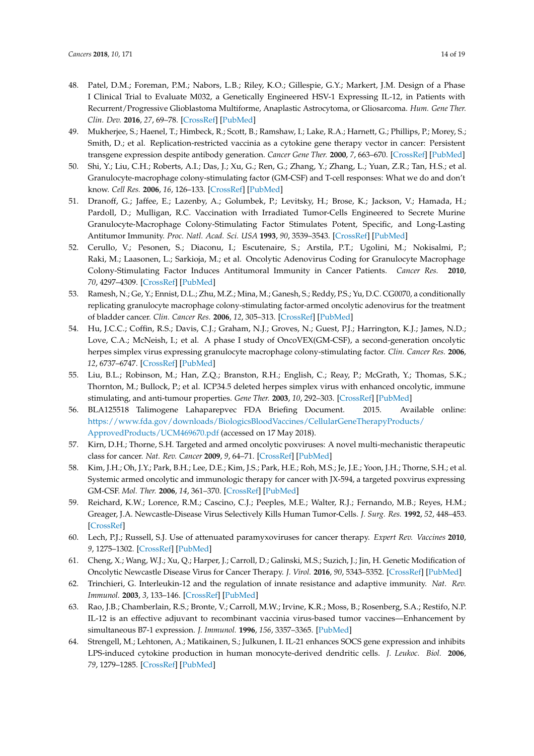48. Patel, D.M.; Foreman, P.M.; Nabors, L.B.; Riley, K.O.; Gillespie, G.Y.; Markert, J.M. Design of a Phase I Clinical Trial to Evaluate M032, a Genetically Engineered HSV-1 Expressing IL-12, in Patients with Recurrent/Progressive Glioblastoma Multiforme, Anaplastic Astrocytoma, or Gliosarcoma. *Hum. Gene Ther. Clin. Dev.* **2016**, *27*, 69–78. [CrossRef] [PubMed]
49. Mukherjee, S.; Haenel, T.; Himbeck, R.; Scott, B.; Ramshaw, I.; Lake, R.A.; Harnett, G.; Phillips, P.; Morey, S.; Smith, D.; et al. Replication-restricted vaccinia as a cytokine gene therapy vector in cancer: Persistent transgene expression despite antibody generation. *Cancer Gene Ther.* **2000**, *7*, 663–670. [CrossRef] [PubMed]
50. Shi, Y.; Liu, C.H.; Roberts, A.I.; Das, J.; Xu, G.; Ren, G.; Zhang, Y.; Zhang, L.; Yuan, Z.R.; Tan, H.S.; et al. Granulocyte-macrophage colony-stimulating factor (GM-CSF) and T-cell responses: What we do and don't know. *Cell Res.* **2006**, *16*, 126–133. [CrossRef] [PubMed]
51. Dranoff, G.; Jaffee, E.; Lazenby, A.; Golumbek, P.; Levitsky, H.; Brose, K.; Jackson, V.; Hamada, H.; Pardoll, D.; Mulligan, R.C. Vaccination with Irradiated Tumor-Cells Engineered to Secrete Murine Granulocyte-Macrophage Colony-Stimulating Factor Stimulates Potent, Specific, and Long-Lasting Antitumor Immunity. *Proc. Natl. Acad. Sci. USA* **1993**, *90*, 3539–3543. [CrossRef] [PubMed]
52. Cerullo, V.; Pesonen, S.; Diaconu, I.; Escutenaire, S.; Arstila, P.T.; Ugolini, M.; Nokisalmi, P.; Raki, M.; Laasonen, L.; Sarkioja, M.; et al. Oncolytic Adenovirus Coding for Granulocyte Macrophage Colony-Stimulating Factor Induces Antitumoral Immunity in Cancer Patients. *Cancer Res.* **2010**, *70*, 4297–4309. [CrossRef] [PubMed]
53. Ramesh, N.; Ge, Y.; Ennist, D.L.; Zhu, M.Z.; Mina, M.; Ganesh, S.; Reddy, P.S.; Yu, D.C. CG0070, a conditionally replicating granulocyte macrophage colony-stimulating factor-armed oncolytic adenovirus for the treatment of bladder cancer. *Clin. Cancer Res.* **2006**, *12*, 305–313. [CrossRef] [PubMed]
54. Hu, J.C.C.; Coffin, R.S.; Davis, C.J.; Graham, N.J.; Groves, N.; Guest, P.J.; Harrington, K.J.; James, N.D.; Love, C.A.; McNeish, I.; et al. A phase I study of OncoVEX(GM-CSF), a second-generation oncolytic herpes simplex virus expressing granulocyte macrophage colony-stimulating factor. *Clin. Cancer Res.* **2006**, *12*, 6737–6747. [CrossRef] [PubMed]
55. Liu, B.L.; Robinson, M.; Han, Z.Q.; Branston, R.H.; English, C.; Reay, P.; McGrath, Y.; Thomas, S.K.; Thornton, M.; Bullock, P.; et al. ICP34.5 deleted herpes simplex virus with enhanced oncolytic, immune stimulating, and anti-tumour properties. *Gene Ther.* **2003**, *10*, 292–303. [CrossRef] [PubMed]
56. BLA125518 Talimogene Lahaparepvec FDA Briefing Document. 2015. Available online: https://www.fda.gov/downloads/BiologicsBloodVaccines/CellularGeneTherapyProducts/ApprovedProducts/UCM469670.pdf (accessed on 17 May 2018).
57. Kirn, D.H.; Thorne, S.H. Targeted and armed oncolytic poxviruses: A novel multi-mechanistic therapeutic class for cancer. *Nat. Rev. Cancer* **2009**, *9*, 64–71. [CrossRef] [PubMed]
58. Kim, J.H.; Oh, J.Y.; Park, B.H.; Lee, D.E.; Kim, J.S.; Park, H.E.; Roh, M.S.; Je, J.E.; Yoon, J.H.; Thorne, S.H.; et al. Systemic armed oncolytic and immunologic therapy for cancer with JX-594, a targeted poxvirus expressing GM-CSF. *Mol. Ther.* **2006**, *14*, 361–370. [CrossRef] [PubMed]
59. Reichard, K.W.; Lorence, R.M.; Cascino, C.J.; Peeples, M.E.; Walter, R.J.; Fernando, M.B.; Reyes, H.M.; Greager, J.A. Newcastle-Disease Virus Selectively Kills Human Tumor-Cells. *J. Surg. Res.* **1992**, *52*, 448–453. [CrossRef]
60. Lech, P.J.; Russell, S.J. Use of attenuated paramyxoviruses for cancer therapy. *Expert Rev. Vaccines* **2010**, *9*, 1275–1302. [CrossRef] [PubMed]
61. Cheng, X.; Wang, W.J.; Xu, Q.; Harper, J.; Carroll, D.; Galinski, M.S.; Suzich, J.; Jin, H. Genetic Modification of Oncolytic Newcastle Disease Virus for Cancer Therapy. *J. Virol.* **2016**, *90*, 5343–5352. [CrossRef] [PubMed]
62. Trinchieri, G. Interleukin-12 and the regulation of innate resistance and adaptive immunity. *Nat. Rev. Immunol.* **2003**, *3*, 133–146. [CrossRef] [PubMed]
63. Rao, J.B.; Chamberlain, R.S.; Bronte, V.; Carroll, M.W.; Irvine, K.R.; Moss, B.; Rosenberg, S.A.; Restifo, N.P. IL-12 is an effective adjuvant to recombinant vaccinia virus-based tumor vaccines—Enhancement by simultaneous B7-1 expression. *J. Immunol.* **1996**, *156*, 3357–3365. [PubMed]
64. Strengell, M.; Lehtonen, A.; Matikainen, S.; Julkunen, I. IL-21 enhances SOCS gene expression and inhibits LPS-induced cytokine production in human monocyte-derived dendritic cells. *J. Leukoc. Biol.* **2006**, *79*, 1279–1285. [CrossRef] [PubMed]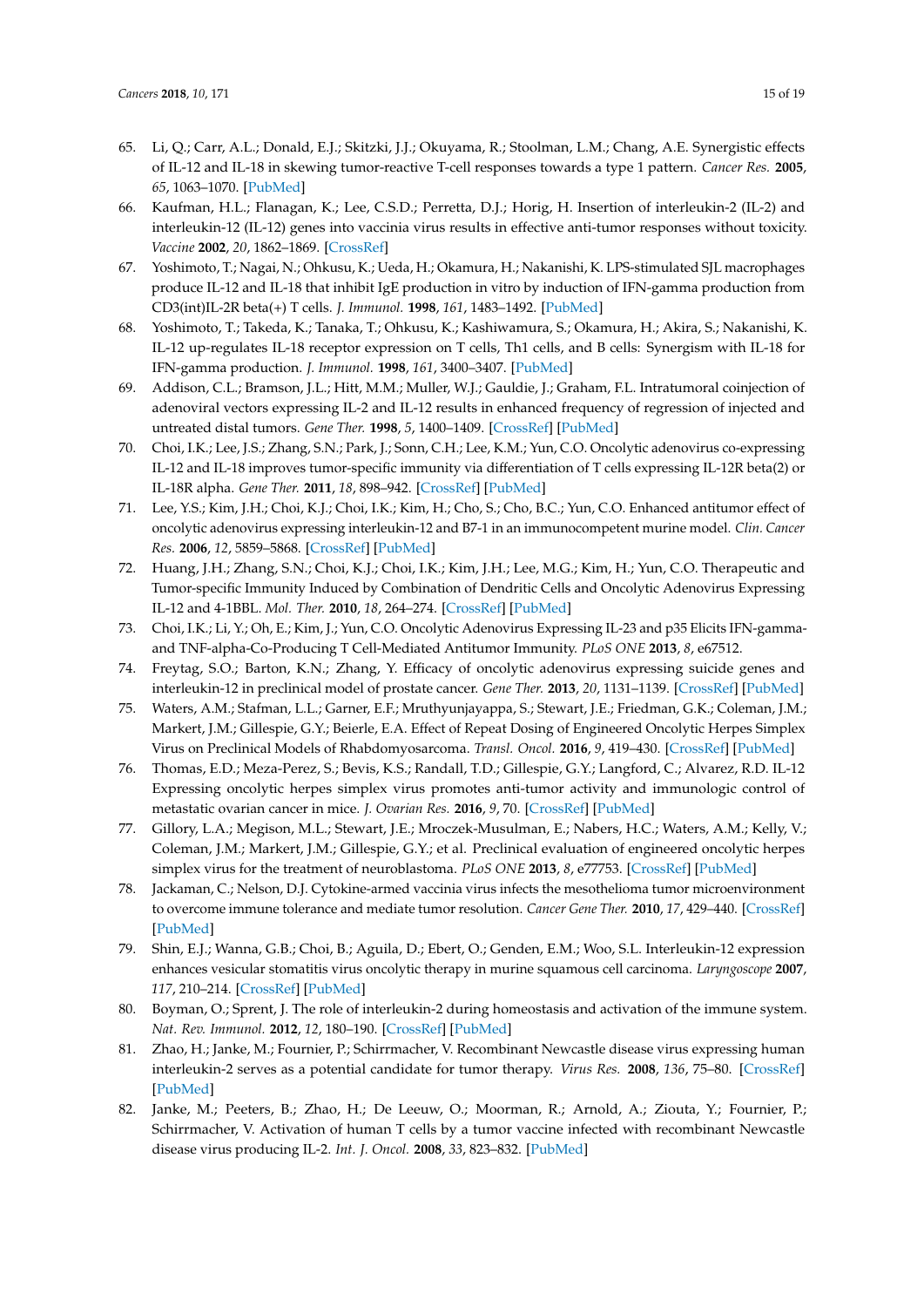65. Li, Q.; Carr, A.L.; Donald, E.J.; Skitzki, J.J.; Okuyama, R.; Stoolman, L.M.; Chang, A.E. Synergistic effects of IL-12 and IL-18 in skewing tumor-reactive T-cell responses towards a type 1 pattern. *Cancer Res.* **2005**, *65*, 1063–1070. [PubMed]
66. Kaufman, H.L.; Flanagan, K.; Lee, C.S.D.; Perretta, D.J.; Horig, H. Insertion of interleukin-2 (IL-2) and interleukin-12 (IL-12) genes into vaccinia virus results in effective anti-tumor responses without toxicity. *Vaccine* **2002**, *20*, 1862–1869. [CrossRef]
67. Yoshimoto, T.; Nagai, N.; Ohkusu, K.; Ueda, H.; Okamura, H.; Nakanishi, K. LPS-stimulated SJL macrophages produce IL-12 and IL-18 that inhibit IgE production in vitro by induction of IFN-gamma production from CD3(int)IL-2R beta(+) T cells. *J. Immunol.* **1998**, *161*, 1483–1492. [PubMed]
68. Yoshimoto, T.; Takeda, K.; Tanaka, T.; Ohkusu, K.; Kashiwamura, S.; Okamura, H.; Akira, S.; Nakanishi, K. IL-12 up-regulates IL-18 receptor expression on T cells, Th1 cells, and B cells: Synergism with IL-18 for IFN-gamma production. *J. Immunol.* **1998**, *161*, 3400–3407. [PubMed]
69. Addison, C.L.; Bramson, J.L.; Hitt, M.M.; Muller, W.J.; Gauldie, J.; Graham, F.L. Intratumoral coinjection of adenoviral vectors expressing IL-2 and IL-12 results in enhanced frequency of regression of injected and untreated distal tumors. *Gene Ther.* **1998**, *5*, 1400–1409. [CrossRef] [PubMed]
70. Choi, I.K.; Lee, J.S.; Zhang, S.N.; Park, J.; Sonn, C.H.; Lee, K.M.; Yun, C.O. Oncolytic adenovirus co-expressing IL-12 and IL-18 improves tumor-specific immunity via differentiation of T cells expressing IL-12R beta(2) or IL-18R alpha. *Gene Ther.* **2011**, *18*, 898–942. [CrossRef] [PubMed]
71. Lee, Y.S.; Kim, J.H.; Choi, K.J.; Choi, I.K.; Kim, H.; Cho, S.; Cho, B.C.; Yun, C.O. Enhanced antitumor effect of oncolytic adenovirus expressing interleukin-12 and B7-1 in an immunocompetent murine model. *Clin. Cancer Res.* **2006**, *12*, 5859–5868. [CrossRef] [PubMed]
72. Huang, J.H.; Zhang, S.N.; Choi, K.J.; Choi, I.K.; Kim, J.H.; Lee, M.G.; Kim, H.; Yun, C.O. Therapeutic and Tumor-specific Immunity Induced by Combination of Dendritic Cells and Oncolytic Adenovirus Expressing IL-12 and 4-1BBL. *Mol. Ther.* **2010**, *18*, 264–274. [CrossRef] [PubMed]
73. Choi, I.K.; Li, Y.; Oh, E.; Kim, J.; Yun, C.O. Oncolytic Adenovirus Expressing IL-23 and p35 Elicits IFN-gamma- and TNF-alpha-Co-Producing T Cell-Mediated Antitumor Immunity. *PLoS ONE* **2013**, *8*, e67512.
74. Freytag, S.O.; Barton, K.N.; Zhang, Y. Efficacy of oncolytic adenovirus expressing suicide genes and interleukin-12 in preclinical model of prostate cancer. *Gene Ther.* **2013**, *20*, 1131–1139. [CrossRef] [PubMed]
75. Waters, A.M.; Stafman, L.L.; Garner, E.F.; Mruthyunjayappa, S.; Stewart, J.E.; Friedman, G.K.; Coleman, J.M.; Markert, J.M.; Gillespie, G.Y.; Beierle, E.A. Effect of Repeat Dosing of Engineered Oncolytic Herpes Simplex Virus on Preclinical Models of Rhabdomyosarcoma. *Transl. Oncol.* **2016**, *9*, 419–430. [CrossRef] [PubMed]
76. Thomas, E.D.; Meza-Perez, S.; Bevis, K.S.; Randall, T.D.; Gillespie, G.Y.; Langford, C.; Alvarez, R.D. IL-12 Expressing oncolytic herpes simplex virus promotes anti-tumor activity and immunologic control of metastatic ovarian cancer in mice. *J. Ovarian Res.* **2016**, *9*, 70. [CrossRef] [PubMed]
77. Gillory, L.A.; Megison, M.L.; Stewart, J.E.; Mroczek-Musulman, E.; Nabers, H.C.; Waters, A.M.; Kelly, V.; Coleman, J.M.; Markert, J.M.; Gillespie, G.Y.; et al. Preclinical evaluation of engineered oncolytic herpes simplex virus for the treatment of neuroblastoma. *PLoS ONE* **2013**, *8*, e77753. [CrossRef] [PubMed]
78. Jackaman, C.; Nelson, D.J. Cytokine-armed vaccinia virus infects the mesothelioma tumor microenvironment to overcome immune tolerance and mediate tumor resolution. *Cancer Gene Ther.* **2010**, *17*, 429–440. [CrossRef] [PubMed]
79. Shin, E.J.; Wanna, G.B.; Choi, B.; Aguila, D.; Ebert, O.; Genden, E.M.; Woo, S.L. Interleukin-12 expression enhances vesicular stomatitis virus oncolytic therapy in murine squamous cell carcinoma. *Laryngoscope* **2007**, *117*, 210–214. [CrossRef] [PubMed]
80. Boyman, O.; Sprent, J. The role of interleukin-2 during homeostasis and activation of the immune system. *Nat. Rev. Immunol.* **2012**, *12*, 180–190. [CrossRef] [PubMed]
81. Zhao, H.; Janke, M.; Fournier, P.; Schirrmacher, V. Recombinant Newcastle disease virus expressing human interleukin-2 serves as a potential candidate for tumor therapy. *Virus Res.* **2008**, *136*, 75–80. [CrossRef] [PubMed]
82. Janke, M.; Peeters, B.; Zhao, H.; De Leeuw, O.; Moorman, R.; Arnold, A.; Ziouta, Y.; Fournier, P.; Schirrmacher, V. Activation of human T cells by a tumor vaccine infected with recombinant Newcastle disease virus producing IL-2. *Int. J. Oncol.* **2008**, *33*, 823–832. [PubMed]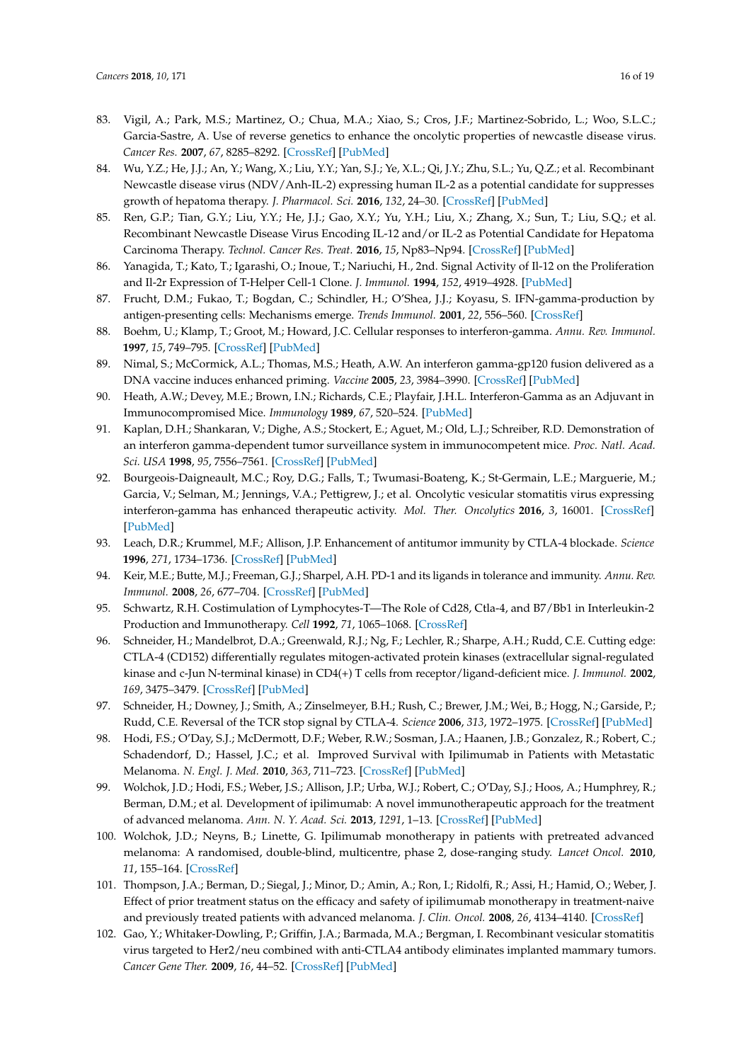83. Vigil, A.; Park, M.S.; Martinez, O.; Chua, M.A.; Xiao, S.; Cros, J.F.; Martinez-Sobrido, L.; Woo, S.L.C.; Garcia-Sastre, A. Use of reverse genetics to enhance the oncolytic properties of newcastle disease virus. *Cancer Res.* **2007**, *67*, 8285–8292. [CrossRef] [PubMed]
84. Wu, Y.Z.; He, J.J.; An, Y.; Wang, X.; Liu, Y.Y.; Yan, S.J.; Ye, X.L.; Qi, J.Y.; Zhu, S.L.; Yu, Q.Z.; et al. Recombinant Newcastle disease virus (NDV/Anh-IL-2) expressing human IL-2 as a potential candidate for suppresses growth of hepatoma therapy. *J. Pharmacol. Sci.* **2016**, *132*, 24–30. [CrossRef] [PubMed]
85. Ren, G.P.; Tian, G.Y.; Liu, Y.Y.; He, J.J.; Gao, X.Y.; Yu, Y.H.; Liu, X.; Zhang, X.; Sun, T.; Liu, S.Q.; et al. Recombinant Newcastle Disease Virus Encoding IL-12 and/or IL-2 as Potential Candidate for Hepatoma Carcinoma Therapy. *Technol. Cancer Res. Treat.* **2016**, *15*, Np83–Np94. [CrossRef] [PubMed]
86. Yanagida, T.; Kato, T.; Igarashi, O.; Inoue, T.; Nariuchi, H., 2nd. Signal Activity of Il-12 on the Proliferation and Il-2r Expression of T-Helper Cell-1 Clone. *J. Immunol.* **1994**, *152*, 4919–4928. [PubMed]
87. Frucht, D.M.; Fukao, T.; Bogdan, C.; Schindler, H.; O'Shea, J.J.; Koyasu, S. IFN-gamma-production by antigen-presenting cells: Mechanisms emerge. *Trends Immunol.* **2001**, *22*, 556–560. [CrossRef]
88. Boehm, U.; Klamp, T.; Groot, M.; Howard, J.C. Cellular responses to interferon-gamma. *Annu. Rev. Immunol.* **1997**, *15*, 749–795. [CrossRef] [PubMed]
89. Nimal, S.; McCormick, A.L.; Thomas, M.S.; Heath, A.W. An interferon gamma-gp120 fusion delivered as a DNA vaccine induces enhanced priming. *Vaccine* **2005**, *23*, 3984–3990. [CrossRef] [PubMed]
90. Heath, A.W.; Devey, M.E.; Brown, I.N.; Richards, C.E.; Playfair, J.H.L. Interferon-Gamma as an Adjuvant in Immunocompromised Mice. *Immunology* **1989**, *67*, 520–524. [PubMed]
91. Kaplan, D.H.; Shankaran, V.; Dighe, A.S.; Stockert, E.; Aguet, M.; Old, L.J.; Schreiber, R.D. Demonstration of an interferon gamma-dependent tumor surveillance system in immunocompetent mice. *Proc. Natl. Acad. Sci. USA* **1998**, *95*, 7556–7561. [CrossRef] [PubMed]
92. Bourgeois-Daigneault, M.C.; Roy, D.G.; Falls, T.; Twumasi-Boateng, K.; St-Germain, L.E.; Marguerie, M.; Garcia, V.; Selman, M.; Jennings, V.A.; Pettigrew, J.; et al. Oncolytic vesicular stomatitis virus expressing interferon-gamma has enhanced therapeutic activity. *Mol. Ther. Oncolytics* **2016**, *3*, 16001. [CrossRef] [PubMed]
93. Leach, D.R.; Krummel, M.F.; Allison, J.P. Enhancement of antitumor immunity by CTLA-4 blockade. *Science* **1996**, *271*, 1734–1736. [CrossRef] [PubMed]
94. Keir, M.E.; Butte, M.J.; Freeman, G.J.; Sharpel, A.H. PD-1 and its ligands in tolerance and immunity. *Annu. Rev. Immunol.* **2008**, *26*, 677–704. [CrossRef] [PubMed]
95. Schwartz, R.H. Costimulation of Lymphocytes-T—The Role of Cd28, Ctla-4, and B7/Bb1 in Interleukin-2 Production and Immunotherapy. *Cell* **1992**, *71*, 1065–1068. [CrossRef]
96. Schneider, H.; Mandelbrot, D.A.; Greenwald, R.J.; Ng, F.; Lechler, R.; Sharpe, A.H.; Rudd, C.E. Cutting edge: CTLA-4 (CD152) differentially regulates mitogen-activated protein kinases (extracellular signal-regulated kinase and c-Jun N-terminal kinase) in CD4(+) T cells from receptor/ligand-deficient mice. *J. Immunol.* **2002**, *169*, 3475–3479. [CrossRef] [PubMed]
97. Schneider, H.; Downey, J.; Smith, A.; Zinselmeyer, B.H.; Rush, C.; Brewer, J.M.; Wei, B.; Hogg, N.; Garside, P.; Rudd, C.E. Reversal of the TCR stop signal by CTLA-4. *Science* **2006**, *313*, 1972–1975. [CrossRef] [PubMed]
98. Hodi, F.S.; O'Day, S.J.; McDermott, D.F.; Weber, R.W.; Sosman, J.A.; Haanen, J.B.; Gonzalez, R.; Robert, C.; Schadendorf, D.; Hassel, J.C.; et al. Improved Survival with Ipilimumab in Patients with Metastatic Melanoma. *N. Engl. J. Med.* **2010**, *363*, 711–723. [CrossRef] [PubMed]
99. Wolchok, J.D.; Hodi, F.S.; Weber, J.S.; Allison, J.P.; Urba, W.J.; Robert, C.; O'Day, S.J.; Hoos, A.; Humphrey, R.; Berman, D.M.; et al. Development of ipilimumab: A novel immunotherapeutic approach for the treatment of advanced melanoma. *Ann. N. Y. Acad. Sci.* **2013**, *1291*, 1–13. [CrossRef] [PubMed]
100. Wolchok, J.D.; Neyns, B.; Linette, G. Ipilimumab monotherapy in patients with pretreated advanced melanoma: A randomised, double-blind, multicentre, phase 2, dose-ranging study. *Lancet Oncol.* **2010**, *11*, 155–164. [CrossRef]
101. Thompson, J.A.; Berman, D.; Siegal, J.; Minor, D.; Amin, A.; Ron, I.; Ridolfi, R.; Assi, H.; Hamid, O.; Weber, J. Effect of prior treatment status on the efficacy and safety of ipilimumab monotherapy in treatment-naive and previously treated patients with advanced melanoma. *J. Clin. Oncol.* **2008**, *26*, 4134–4140. [CrossRef]
102. Gao, Y.; Whitaker-Dowling, P.; Griffin, J.A.; Barmada, M.A.; Bergman, I. Recombinant vesicular stomatitis virus targeted to Her2/neu combined with anti-CTLA4 antibody eliminates implanted mammary tumors. *Cancer Gene Ther.* **2009**, *16*, 44–52. [CrossRef] [PubMed]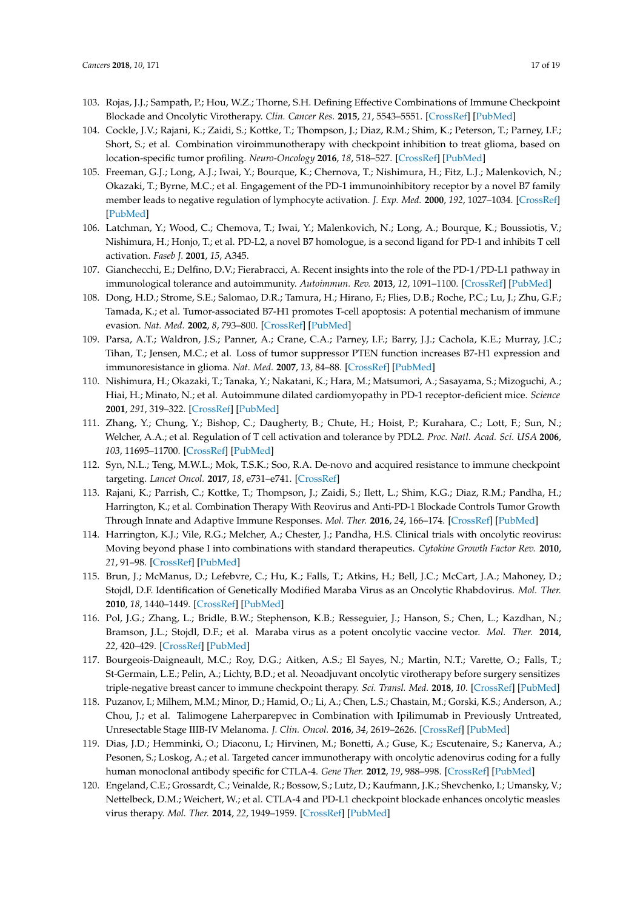103. Rojas, J.J.; Sampath, P.; Hou, W.Z.; Thorne, S.H. Defining Effective Combinations of Immune Checkpoint Blockade and Oncolytic Virotherapy. *Clin. Cancer Res.* **2015**, *21*, 5543–5551. [CrossRef] [PubMed]
104. Cockle, J.V.; Rajani, K.; Zaidi, S.; Kottke, T.; Thompson, J.; Diaz, R.M.; Shim, K.; Peterson, T.; Parney, I.F.; Short, S.; et al. Combination viroimmunotherapy with checkpoint inhibition to treat glioma, based on location-specific tumor profiling. *Neuro-Oncology* **2016**, *18*, 518–527. [CrossRef] [PubMed]
105. Freeman, G.J.; Long, A.J.; Iwai, Y.; Bourque, K.; Chernova, T.; Nishimura, H.; Fitz, L.J.; Malenkovich, N.; Okazaki, T.; Byrne, M.C.; et al. Engagement of the PD-1 immunoinhibitory receptor by a novel B7 family member leads to negative regulation of lymphocyte activation. *J. Exp. Med.* **2000**, *192*, 1027–1034. [CrossRef] [PubMed]
106. Latchman, Y.; Wood, C.; Chemova, T.; Iwai, Y.; Malenkovich, N.; Long, A.; Bourque, K.; Boussiotis, V.; Nishimura, H.; Honjo, T.; et al. PD-L2, a novel B7 homologue, is a second ligand for PD-1 and inhibits T cell activation. *Faseb J.* **2001**, *15*, A345.
107. Gianchecchi, E.; Delfino, D.V.; Fierabracci, A. Recent insights into the role of the PD-1/PD-L1 pathway in immunological tolerance and autoimmunity. *Autoimmun. Rev.* **2013**, *12*, 1091–1100. [CrossRef] [PubMed]
108. Dong, H.D.; Strome, S.E.; Salomao, D.R.; Tamura, H.; Hirano, F.; Flies, D.B.; Roche, P.C.; Lu, J.; Zhu, G.F.; Tamada, K.; et al. Tumor-associated B7-H1 promotes T-cell apoptosis: A potential mechanism of immune evasion. *Nat. Med.* **2002**, *8*, 793–800. [CrossRef] [PubMed]
109. Parsa, A.T.; Waldron, J.S.; Panner, A.; Crane, C.A.; Parney, I.F.; Barry, J.J.; Cachola, K.E.; Murray, J.C.; Tihan, T.; Jensen, M.C.; et al. Loss of tumor suppressor PTEN function increases B7-H1 expression and immunoresistance in glioma. *Nat. Med.* **2007**, *13*, 84–88. [CrossRef] [PubMed]
110. Nishimura, H.; Okazaki, T.; Tanaka, Y.; Nakatani, K.; Hara, M.; Matsumori, A.; Sasayama, S.; Mizoguchi, A.; Hiai, H.; Minato, N.; et al. Autoimmune dilated cardiomyopathy in PD-1 receptor-deficient mice. *Science* **2001**, *291*, 319–322. [CrossRef] [PubMed]
111. Zhang, Y.; Chung, Y.; Bishop, C.; Daugherty, B.; Chute, H.; Hoist, P.; Kurahara, C.; Lott, F.; Sun, N.; Welcher, A.A.; et al. Regulation of T cell activation and tolerance by PDL2. *Proc. Natl. Acad. Sci. USA* **2006**, *103*, 11695–11700. [CrossRef] [PubMed]
112. Syn, N.L.; Teng, M.W.L.; Mok, T.S.K.; Soo, R.A. De-novo and acquired resistance to immune checkpoint targeting. *Lancet Oncol.* **2017**, *18*, e731–e741. [CrossRef]
113. Rajani, K.; Parrish, C.; Kottke, T.; Thompson, J.; Zaidi, S.; Ilett, L.; Shim, K.G.; Diaz, R.M.; Pandha, H.; Harrington, K.; et al. Combination Therapy With Reovirus and Anti-PD-1 Blockade Controls Tumor Growth Through Innate and Adaptive Immune Responses. *Mol. Ther.* **2016**, *24*, 166–174. [CrossRef] [PubMed]
114. Harrington, K.J.; Vile, R.G.; Melcher, A.; Chester, J.; Pandha, H.S. Clinical trials with oncolytic reovirus: Moving beyond phase I into combinations with standard therapeutics. *Cytokine Growth Factor Rev.* **2010**, *21*, 91–98. [CrossRef] [PubMed]
115. Brun, J.; McManus, D.; Lefebvre, C.; Hu, K.; Falls, T.; Atkins, H.; Bell, J.C.; McCart, J.A.; Mahoney, D.; Stojdl, D.F. Identification of Genetically Modified Maraba Virus as an Oncolytic Rhabdovirus. *Mol. Ther.* **2010**, *18*, 1440–1449. [CrossRef] [PubMed]
116. Pol, J.G.; Zhang, L.; Bridle, B.W.; Stephenson, K.B.; Resseguier, J.; Hanson, S.; Chen, L.; Kazdhan, N.; Bramson, J.L.; Stojdl, D.F.; et al. Maraba virus as a potent oncolytic vaccine vector. *Mol. Ther.* **2014**, *22*, 420–429. [CrossRef] [PubMed]
117. Bourgeois-Daigneault, M.C.; Roy, D.G.; Aitken, A.S.; El Sayes, N.; Martin, N.T.; Varette, O.; Falls, T.; St-Germain, L.E.; Pelin, A.; Lichty, B.D.; et al. Neoadjuvant oncolytic virotherapy before surgery sensitizes triple-negative breast cancer to immune checkpoint therapy. *Sci. Transl. Med.* **2018**, *10*. [CrossRef] [PubMed]
118. Puzanov, I.; Milhem, M.M.; Minor, D.; Hamid, O.; Li, A.; Chen, L.S.; Chastain, M.; Gorski, K.S.; Anderson, A.; Chou, J.; et al. Talimogene Laherparepvec in Combination with Ipilimumab in Previously Untreated, Unresectable Stage IIIB-IV Melanoma. *J. Clin. Oncol.* **2016**, *34*, 2619–2626. [CrossRef] [PubMed]
119. Dias, J.D.; Hemminki, O.; Diaconu, I.; Hirvinen, M.; Bonetti, A.; Guse, K.; Escutenaire, S.; Kanerva, A.; Pesonen, S.; Loskog, A.; et al. Targeted cancer immunotherapy with oncolytic adenovirus coding for a fully human monoclonal antibody specific for CTLA-4. *Gene Ther.* **2012**, *19*, 988–998. [CrossRef] [PubMed]
120. Engeland, C.E.; Grossardt, C.; Veinalde, R.; Bossow, S.; Lutz, D.; Kaufmann, J.K.; Shevchenko, I.; Umansky, V.; Nettelbeck, D.M.; Weichert, W.; et al. CTLA-4 and PD-L1 checkpoint blockade enhances oncolytic measles virus therapy. *Mol. Ther.* **2014**, *22*, 1949–1959. [CrossRef] [PubMed]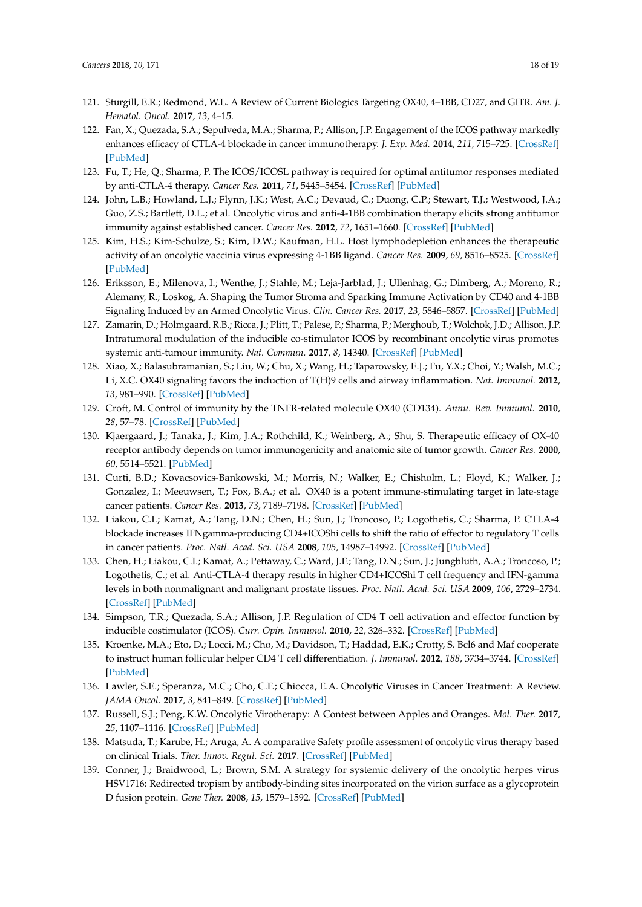121. Sturgill, E.R.; Redmond, W.L. A Review of Current Biologics Targeting OX40, 4–1BB, CD27, and GITR. *Am. J. Hematol. Oncol.* **2017**, *13*, 4–15.
122. Fan, X.; Quezada, S.A.; Sepulveda, M.A.; Sharma, P.; Allison, J.P. Engagement of the ICOS pathway markedly enhances efficacy of CTLA-4 blockade in cancer immunotherapy. *J. Exp. Med.* **2014**, *211*, 715–725. [CrossRef] [PubMed]
123. Fu, T.; He, Q.; Sharma, P. The ICOS/ICOSL pathway is required for optimal antitumor responses mediated by anti-CTLA-4 therapy. *Cancer Res.* **2011**, *71*, 5445–5454. [CrossRef] [PubMed]
124. John, L.B.; Howland, L.J.; Flynn, J.K.; West, A.C.; Devaud, C.; Duong, C.P.; Stewart, T.J.; Westwood, J.A.; Guo, Z.S.; Bartlett, D.L.; et al. Oncolytic virus and anti-4-1BB combination therapy elicits strong antitumor immunity against established cancer. *Cancer Res.* **2012**, *72*, 1651–1660. [CrossRef] [PubMed]
125. Kim, H.S.; Kim-Schulze, S.; Kim, D.W.; Kaufman, H.L. Host lymphodepletion enhances the therapeutic activity of an oncolytic vaccinia virus expressing 4-1BB ligand. *Cancer Res.* **2009**, *69*, 8516–8525. [CrossRef] [PubMed]
126. Eriksson, E.; Milenova, I.; Wenthe, J.; Stahle, M.; Leja-Jarblad, J.; Ullenhag, G.; Dimberg, A.; Moreno, R.; Alemany, R.; Loskog, A. Shaping the Tumor Stroma and Sparking Immune Activation by CD40 and 4-1BB Signaling Induced by an Armed Oncolytic Virus. *Clin. Cancer Res.* **2017**, *23*, 5846–5857. [CrossRef] [PubMed]
127. Zamarin, D.; Holmgaard, R.B.; Ricca, J.; Plitt, T.; Palese, P.; Sharma, P.; Merghoub, T.; Wolchok, J.D.; Allison, J.P. Intratumoral modulation of the inducible co-stimulator ICOS by recombinant oncolytic virus promotes systemic anti-tumour immunity. *Nat. Commun.* **2017**, *8*, 14340. [CrossRef] [PubMed]
128. Xiao, X.; Balasubramanian, S.; Liu, W.; Chu, X.; Wang, H.; Taparowsky, E.J.; Fu, Y.X.; Choi, Y.; Walsh, M.C.; Li, X.C. OX40 signaling favors the induction of T(H)9 cells and airway inflammation. *Nat. Immunol.* **2012**, *13*, 981–990. [CrossRef] [PubMed]
129. Croft, M. Control of immunity by the TNFR-related molecule OX40 (CD134). *Annu. Rev. Immunol.* **2010**, *28*, 57–78. [CrossRef] [PubMed]
130. Kjaergaard, J.; Tanaka, J.; Kim, J.A.; Rothchild, K.; Weinberg, A.; Shu, S. Therapeutic efficacy of OX-40 receptor antibody depends on tumor immunogenicity and anatomic site of tumor growth. *Cancer Res.* **2000**, *60*, 5514–5521. [PubMed]
131. Curti, B.D.; Kovacsovics-Bankowski, M.; Morris, N.; Walker, E.; Chisholm, L.; Floyd, K.; Walker, J.; Gonzalez, I.; Meeuwsen, T.; Fox, B.A.; et al. OX40 is a potent immune-stimulating target in late-stage cancer patients. *Cancer Res.* **2013**, *73*, 7189–7198. [CrossRef] [PubMed]
132. Liakou, C.I.; Kamat, A.; Tang, D.N.; Chen, H.; Sun, J.; Troncoso, P.; Logothetis, C.; Sharma, P. CTLA-4 blockade increases IFNgamma-producing CD4+ICOShi cells to shift the ratio of effector to regulatory T cells in cancer patients. *Proc. Natl. Acad. Sci. USA* **2008**, *105*, 14987–14992. [CrossRef] [PubMed]
133. Chen, H.; Liakou, C.I.; Kamat, A.; Pettaway, C.; Ward, J.F.; Tang, D.N.; Sun, J.; Jungbluth, A.A.; Troncoso, P.; Logothetis, C.; et al. Anti-CTLA-4 therapy results in higher CD4+ICOShi T cell frequency and IFN-gamma levels in both nonmalignant and malignant prostate tissues. *Proc. Natl. Acad. Sci. USA* **2009**, *106*, 2729–2734. [CrossRef] [PubMed]
134. Simpson, T.R.; Quezada, S.A.; Allison, J.P. Regulation of CD4 T cell activation and effector function by inducible costimulator (ICOS). *Curr. Opin. Immunol.* **2010**, *22*, 326–332. [CrossRef] [PubMed]
135. Kroenke, M.A.; Eto, D.; Locci, M.; Cho, M.; Davidson, T.; Haddad, E.K.; Crotty, S. Bcl6 and Maf cooperate to instruct human follicular helper CD4 T cell differentiation. *J. Immunol.* **2012**, *188*, 3734–3744. [CrossRef] [PubMed]
136. Lawler, S.E.; Speranza, M.C.; Cho, C.F.; Chiocca, E.A. Oncolytic Viruses in Cancer Treatment: A Review. *JAMA Oncol.* **2017**, *3*, 841–849. [CrossRef] [PubMed]
137. Russell, S.J.; Peng, K.W. Oncolytic Virotherapy: A Contest between Apples and Oranges. *Mol. Ther.* **2017**, *25*, 1107–1116. [CrossRef] [PubMed]
138. Matsuda, T.; Karube, H.; Aruga, A. A comparative Safety profile assessment of oncolytic virus therapy based on clinical Trials. *Ther. Innov. Regul. Sci.* **2017**. [CrossRef] [PubMed]
139. Conner, J.; Braidwood, L.; Brown, S.M. A strategy for systemic delivery of the oncolytic herpes virus HSV1716: Redirected tropism by antibody-binding sites incorporated on the virion surface as a glycoprotein D fusion protein. *Gene Ther.* **2008**, *15*, 1579–1592. [CrossRef] [PubMed]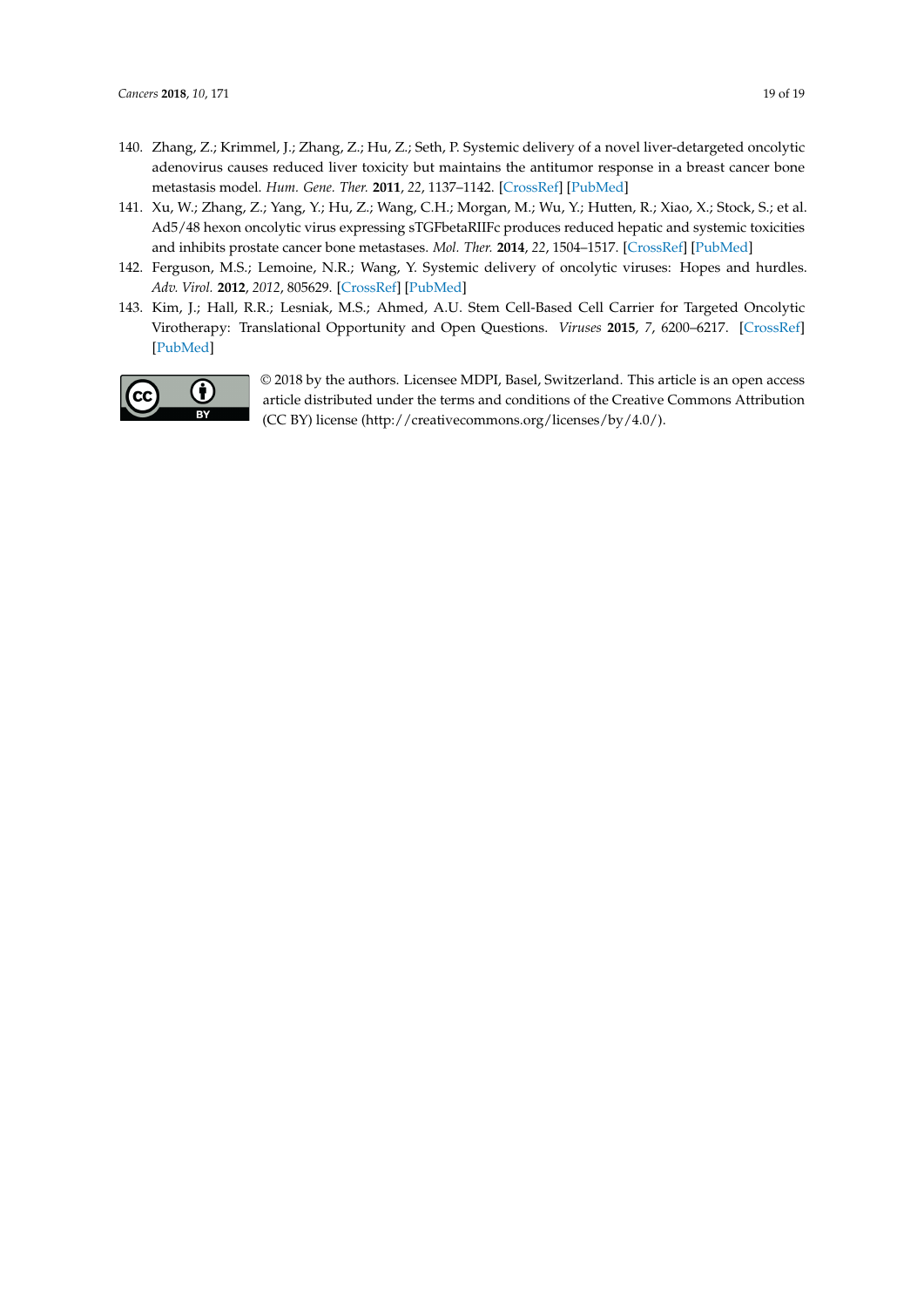140. Zhang, Z.; Krimmel, J.; Zhang, Z.; Hu, Z.; Seth, P. Systemic delivery of a novel liver-detargeted oncolytic adenovirus causes reduced liver toxicity but maintains the antitumor response in a breast cancer bone metastasis model. *Hum. Gene. Ther.* **2011**, *22*, 1137–1142. [CrossRef] [PubMed]
141. Xu, W.; Zhang, Z.; Yang, Y.; Hu, Z.; Wang, C.H.; Morgan, M.; Wu, Y.; Hutten, R.; Xiao, X.; Stock, S.; et al. Ad5/48 hexon oncolytic virus expressing sTGFbetaRIIFc produces reduced hepatic and systemic toxicities and inhibits prostate cancer bone metastases. *Mol. Ther.* **2014**, *22*, 1504–1517. [CrossRef] [PubMed]
142. Ferguson, M.S.; Lemoine, N.R.; Wang, Y. Systemic delivery of oncolytic viruses: Hopes and hurdles. *Adv. Virol.* **2012**, *2012*, 805629. [CrossRef] [PubMed]
143. Kim, J.; Hall, R.R.; Lesniak, M.S.; Ahmed, A.U. Stem Cell-Based Cell Carrier for Targeted Oncolytic Virotherapy: Translational Opportunity and Open Questions. *Viruses* **2015**, *7*, 6200–6217. [CrossRef] [PubMed]

© 2018 by the authors. Licensee MDPI, Basel, Switzerland. This article is an open access article distributed under the terms and conditions of the Creative Commons Attribution (CC BY) license (http://creativecommons.org/licenses/by/4.0/).